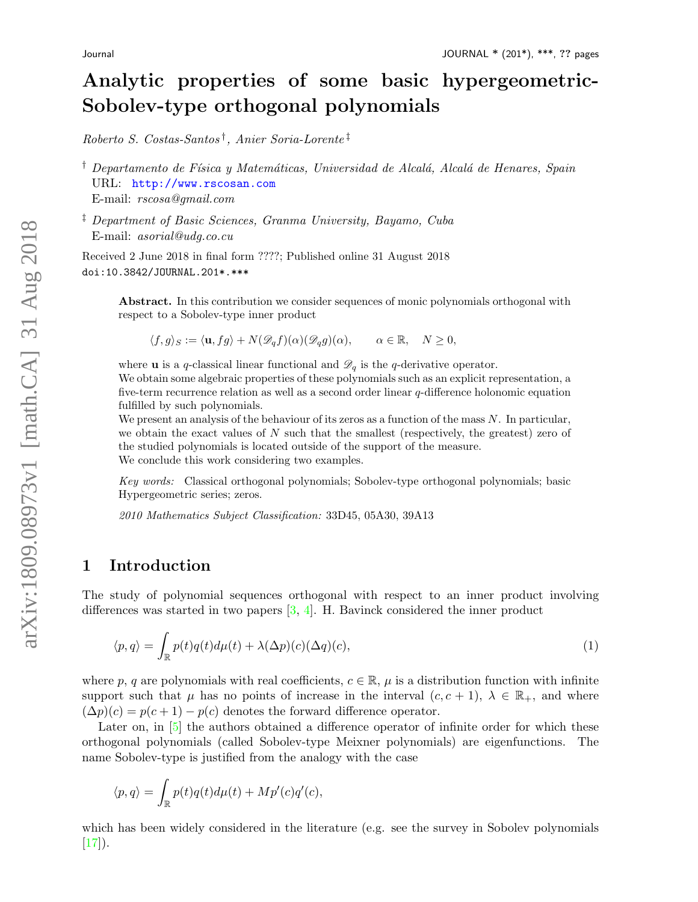# Analytic properties of some basic hypergeometric-Sobolev-type orthogonal polynomials

*Roberto S. Costas-Santos* [†], *Anier Soria-Lorente* [‡]

[†] *Departamento de Física y Matemáticas, Universidad de Alcalá, Alcalá de Henares, Spain*
URL: http://www.rscosan.com
E-mail: *rscosa@gmail.com*

[‡] *Department of Basic Sciences, Granma University, Bayamo, Cuba*
E-mail: *asorial@udg.co.cu*

Received 2 June 2018 in final form ????; Published online 31 August 2018
doi:10.3842/JOURNAL.201*.***

**Abstract.** In this contribution we consider sequences of monic polynomials orthogonal with respect to a Sobolev-type inner product

$$\langle f, g\rangle_S := \langle \mathbf{u}, fg\rangle + N(\mathscr{D}_q f)(\alpha)(\mathscr{D}_q g)(\alpha), \qquad \alpha \in \mathbb{R}, \quad N \geq 0,$$

where $\mathbf{u}$ is a $q$-classical linear functional and $\mathscr{D}_q$ is the $q$-derivative operator.
We obtain some algebraic properties of these polynomials such as an explicit representation, a five-term recurrence relation as well as a second order linear $q$-difference holonomic equation fulfilled by such polynomials.
We present an analysis of the behaviour of its zeros as a function of the mass $N$. In particular, we obtain the exact values of $N$ such that the smallest (respectively, the greatest) zero of the studied polynomials is located outside of the support of the measure.
We conclude this work considering two examples.

*Key words:* Classical orthogonal polynomials; Sobolev-type orthogonal polynomials; basic Hypergeometric series; zeros.

*2010 Mathematics Subject Classification:* 33D45, 05A30, 39A13

## 1 Introduction

The study of polynomial sequences orthogonal with respect to an inner product involving differences was started in two papers [3, 4]. H. Bavinck considered the inner product

$$\langle p, q\rangle = \int_{\mathbb{R}} p(t)q(t)d\mu(t) + \lambda(\Delta p)(c)(\Delta q)(c), \tag{1}$$

where $p$, $q$ are polynomials with real coefficients, $c \in \mathbb{R}$, $\mu$ is a distribution function with infinite support such that $\mu$ has no points of increase in the interval $(c, c+1)$, $\lambda \in \mathbb{R}_+$, and where $(\Delta p)(c) = p(c+1) - p(c)$ denotes the forward difference operator.

Later on, in [5] the authors obtained a difference operator of infinite order for which these orthogonal polynomials (called Sobolev-type Meixner polynomials) are eigenfunctions. The name Sobolev-type is justified from the analogy with the case

$$\langle p, q\rangle = \int_{\mathbb{R}} p(t)q(t)d\mu(t) + Mp'(c)q'(c),$$

which has been widely considered in the literature (e.g. see the survey in Sobolev polynomials [17]).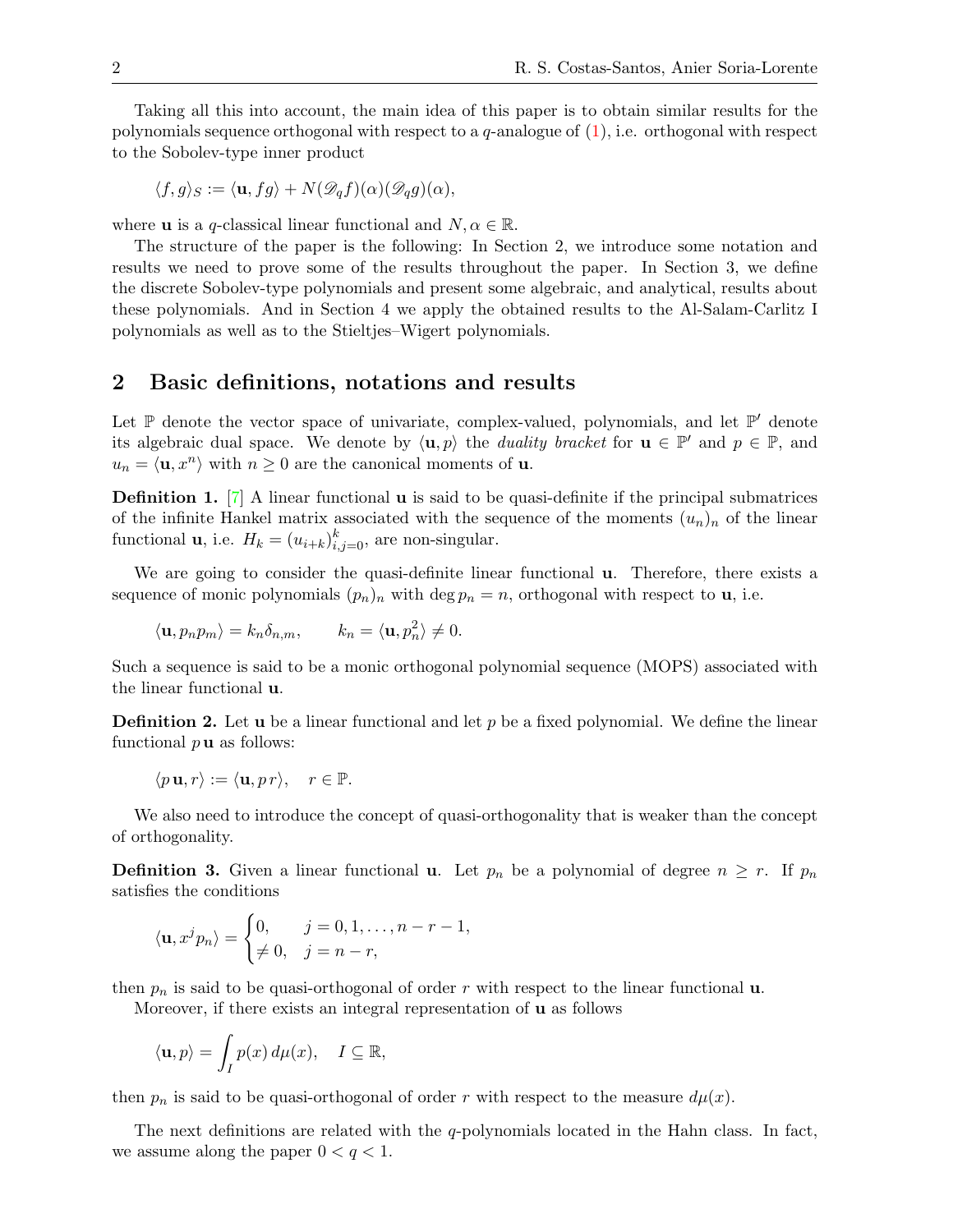Taking all this into account, the main idea of this paper is to obtain similar results for the polynomials sequence orthogonal with respect to a $q$-analogue of (1), i.e. orthogonal with respect to the Sobolev-type inner product

$$\langle f, g\rangle_S := \langle \mathbf{u}, fg\rangle + N(\mathscr{D}_q f)(\alpha)(\mathscr{D}_q g)(\alpha),$$

where $\mathbf{u}$ is a $q$-classical linear functional and $N, \alpha \in \mathbb{R}$.

The structure of the paper is the following: In Section 2, we introduce some notation and results we need to prove some of the results throughout the paper. In Section 3, we define the discrete Sobolev-type polynomials and present some algebraic, and analytical, results about these polynomials. And in Section 4 we apply the obtained results to the Al-Salam-Carlitz I polynomials as well as to the Stieltjes–Wigert polynomials.

## 2 Basic definitions, notations and results

Let $\mathbb{P}$ denote the vector space of univariate, complex-valued, polynomials, and let $\mathbb{P}'$ denote its algebraic dual space. We denote by $\langle \mathbf{u}, p\rangle$ the *duality bracket* for $\mathbf{u} \in \mathbb{P}'$ and $p \in \mathbb{P}$, and $u_n = \langle \mathbf{u}, x^n\rangle$ with $n \geq 0$ are the canonical moments of $\mathbf{u}$.

**Definition 1.** [7] A linear functional $\mathbf{u}$ is said to be quasi-definite if the principal submatrices of the infinite Hankel matrix associated with the sequence of the moments $(u_n)_n$ of the linear functional $\mathbf{u}$, i.e. $H_k = (u_{i+k})_{i,j=0}^k$, are non-singular.

We are going to consider the quasi-definite linear functional $\mathbf{u}$. Therefore, there exists a sequence of monic polynomials $(p_n)_n$ with $\deg p_n = n$, orthogonal with respect to $\mathbf{u}$, i.e.

$$\langle \mathbf{u}, p_n p_m\rangle = k_n \delta_{n,m}, \qquad k_n = \langle \mathbf{u}, p_n^2\rangle \neq 0.$$

Such a sequence is said to be a monic orthogonal polynomial sequence (MOPS) associated with the linear functional $\mathbf{u}$.

**Definition 2.** Let $\mathbf{u}$ be a linear functional and let $p$ be a fixed polynomial. We define the linear functional $p\,\mathbf{u}$ as follows:

$$\langle p\,\mathbf{u}, r\rangle := \langle \mathbf{u}, p\,r\rangle, \quad r \in \mathbb{P}.$$

We also need to introduce the concept of quasi-orthogonality that is weaker than the concept of orthogonality.

**Definition 3.** Given a linear functional $\mathbf{u}$. Let $p_n$ be a polynomial of degree $n \geq r$. If $p_n$ satisfies the conditions

$$\langle \mathbf{u}, x^j p_n\rangle = \begin{cases} 0, & j = 0, 1, \ldots, n-r-1, \\ \neq 0, & j = n-r, \end{cases}$$

then $p_n$ is said to be quasi-orthogonal of order $r$ with respect to the linear functional $\mathbf{u}$.

Moreover, if there exists an integral representation of $\mathbf{u}$ as follows

$$\langle \mathbf{u}, p\rangle = \int_I p(x)\, d\mu(x), \quad I \subseteq \mathbb{R},$$

then $p_n$ is said to be quasi-orthogonal of order $r$ with respect to the measure $d\mu(x)$.

The next definitions are related with the $q$-polynomials located in the Hahn class. In fact, we assume along the paper $0 < q < 1$.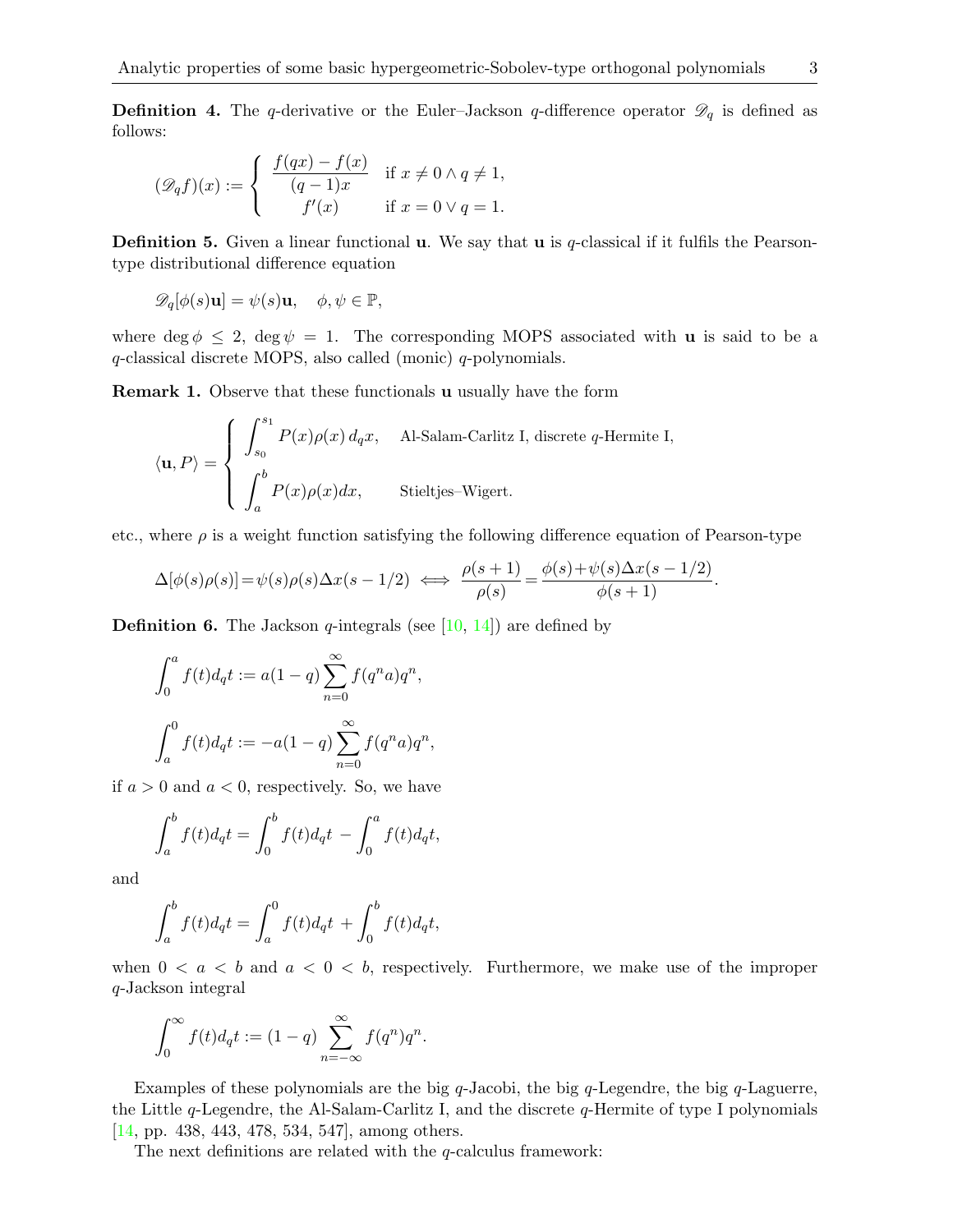**Definition 4.** The $q$-derivative or the Euler–Jackson $q$-difference operator $\mathscr{D}_q$ is defined as follows:

$$
(\mathscr{D}_q f)(x) := \begin{cases} \dfrac{f(qx) - f(x)}{(q-1)x} & \text{if } x \neq 0 \wedge q \neq 1, \\ f'(x) & \text{if } x = 0 \vee q = 1. \end{cases}
$$

**Definition 5.** Given a linear functional $\mathbf{u}$. We say that $\mathbf{u}$ is $q$-classical if it fulfils the Pearson-type distributional difference equation

$$
\mathscr{D}_q[\phi(s)\mathbf{u}] = \psi(s)\mathbf{u}, \quad \phi, \psi \in \mathbb{P},
$$

where $\deg \phi \leq 2$, $\deg \psi = 1$. The corresponding MOPS associated with $\mathbf{u}$ is said to be a $q$-classical discrete MOPS, also called (monic) $q$-polynomials.

**Remark 1.** Observe that these functionals $\mathbf{u}$ usually have the form

$$
\langle \mathbf{u}, P \rangle = \begin{cases} \displaystyle\int_{s_0}^{s_1} P(x)\rho(x)\, d_q x, & \text{Al-Salam-Carlitz I, discrete } q\text{-Hermite I}, \\ \displaystyle\int_a^b P(x)\rho(x) dx, & \text{Stieltjes–Wigert.} \end{cases}
$$

etc., where $\rho$ is a weight function satisfying the following difference equation of Pearson-type

$$
\Delta[\phi(s)\rho(s)] = \psi(s)\rho(s)\Delta x(s-1/2) \iff \frac{\rho(s+1)}{\rho(s)} = \frac{\phi(s) + \psi(s)\Delta x(s-1/2)}{\phi(s+1)}.
$$

**Definition 6.** The Jackson $q$-integrals (see [10, 14]) are defined by

$$
\int_0^a f(t) d_q t := a(1-q)\sum_{n=0}^{\infty} f(q^n a) q^n,
$$

$$
\int_a^0 f(t) d_q t := -a(1-q)\sum_{n=0}^{\infty} f(q^n a) q^n,
$$

if $a > 0$ and $a < 0$, respectively. So, we have

$$
\int_a^b f(t) d_q t = \int_0^b f(t) d_q t - \int_0^a f(t) d_q t,
$$

and

$$
\int_a^b f(t) d_q t = \int_a^0 f(t) d_q t + \int_0^b f(t) d_q t,
$$

when $0 < a < b$ and $a < 0 < b$, respectively. Furthermore, we make use of the improper $q$-Jackson integral

$$
\int_0^{\infty} f(t) d_q t := (1-q)\sum_{n=-\infty}^{\infty} f(q^n) q^n.
$$

Examples of these polynomials are the big $q$-Jacobi, the big $q$-Legendre, the big $q$-Laguerre, the Little $q$-Legendre, the Al-Salam-Carlitz I, and the discrete $q$-Hermite of type I polynomials [14, pp. 438, 443, 478, 534, 547], among others.

The next definitions are related with the $q$-calculus framework: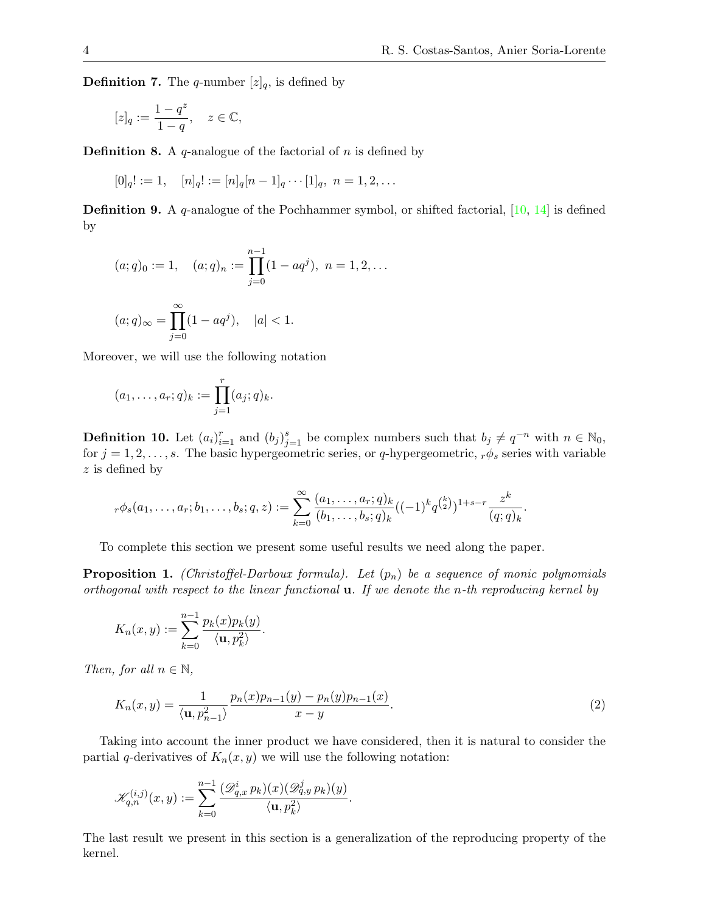**Definition 7.** The $q$-number $[z]_q$, is defined by

$$[z]_q := \frac{1-q^z}{1-q}, \quad z \in \mathbb{C},$$

**Definition 8.** A $q$-analogue of the factorial of $n$ is defined by

$$[0]_q! := 1, \quad [n]_q! := [n]_q[n-1]_q \cdots [1]_q, \; n = 1, 2, \ldots$$

**Definition 9.** A $q$-analogue of the Pochhammer symbol, or shifted factorial, [10, 14] is defined by

$$(a;q)_0 := 1, \quad (a;q)_n := \prod_{j=0}^{n-1}(1-aq^j), \; n = 1, 2, \ldots$$

$$(a;q)_\infty = \prod_{j=0}^{\infty}(1-aq^j), \quad |a| < 1.$$

Moreover, we will use the following notation

$$(a_1, \ldots, a_r; q)_k := \prod_{j=1}^{r}(a_j;q)_k.$$

**Definition 10.** Let $(a_i)_{i=1}^r$ and $(b_j)_{j=1}^s$ be complex numbers such that $b_j \neq q^{-n}$ with $n \in \mathbb{N}_0$, for $j = 1, 2, \ldots, s$. The basic hypergeometric series, or $q$-hypergeometric, ${}_r\phi_s$ series with variable $z$ is defined by

$${}_r\phi_s(a_1, \ldots, a_r; b_1, \ldots, b_s; q, z) := \sum_{k=0}^{\infty} \frac{(a_1, \ldots, a_r; q)_k}{(b_1, \ldots, b_s; q)_k}((-1)^k q^{\binom{k}{2}})^{1+s-r} \frac{z^k}{(q;q)_k}.$$

To complete this section we present some useful results we need along the paper.

**Proposition 1.** *(Christoffel-Darboux formula). Let $(p_n)$ be a sequence of monic polynomials orthogonal with respect to the linear functional $\mathbf{u}$. If we denote the $n$-th reproducing kernel by*

$$K_n(x,y) := \sum_{k=0}^{n-1} \frac{p_k(x)p_k(y)}{\langle \mathbf{u}, p_k^2 \rangle}.$$

*Then, for all $n \in \mathbb{N}$,*

$$K_n(x,y) = \frac{1}{\langle \mathbf{u}, p_{n-1}^2 \rangle} \frac{p_n(x)p_{n-1}(y) - p_n(y)p_{n-1}(x)}{x-y}. \tag{2}$$

Taking into account the inner product we have considered, then it is natural to consider the partial $q$-derivatives of $K_n(x,y)$ we will use the following notation:

$$\mathscr{K}_{q,n}^{(i,j)}(x,y) := \sum_{k=0}^{n-1} \frac{(\mathscr{D}_{q,x}^i \, p_k)(x)(\mathscr{D}_{q,y}^j \, p_k)(y)}{\langle \mathbf{u}, p_k^2 \rangle}.$$

The last result we present in this section is a generalization of the reproducing property of the kernel.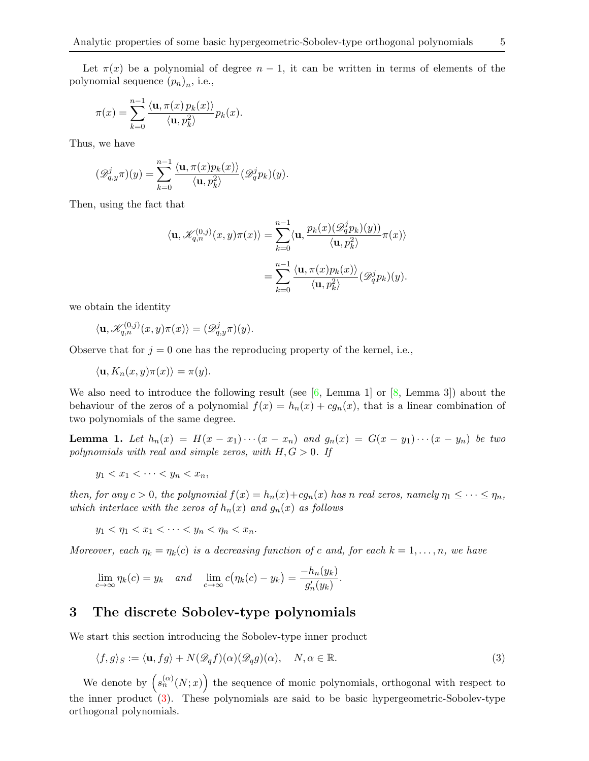Let $\pi(x)$ be a polynomial of degree $n-1$, it can be written in terms of elements of the polynomial sequence $(p_n)_n$, i.e.,

$$\pi(x)=\sum_{k=0}^{n-1}\frac{\langle \mathbf{u},\pi(x)\,p_k(x)\rangle}{\langle \mathbf{u},p_k^2\rangle}p_k(x).$$

Thus, we have

$$(\mathscr{D}_{q,y}^{j}\pi)(y)=\sum_{k=0}^{n-1}\frac{\langle \mathbf{u},\pi(x)p_k(x)\rangle}{\langle \mathbf{u},p_k^2\rangle}(\mathscr{D}_{q}^{j}p_k)(y).$$

Then, using the fact that

$$\begin{aligned}\langle \mathbf{u},\mathscr{K}_{q,n}^{(0,j)}(x,y)\pi(x)\rangle &=\sum_{k=0}^{n-1}\langle \mathbf{u},\frac{p_k(x)(\mathscr{D}_{q}^{j}p_k)(y))}{\langle \mathbf{u},p_k^2\rangle}\pi(x)\rangle\\ &=\sum_{k=0}^{n-1}\frac{\langle \mathbf{u},\pi(x)p_k(x)\rangle}{\langle \mathbf{u},p_k^2\rangle}(\mathscr{D}_{q}^{j}p_k)(y).\end{aligned}$$

we obtain the identity

$$\langle \mathbf{u},\mathscr{K}_{q,n}^{(0,j)}(x,y)\pi(x)\rangle=(\mathscr{D}_{q,y}^{j}\pi)(y).$$

Observe that for $j=0$ one has the reproducing property of the kernel, i.e.,

$$\langle \mathbf{u},K_n(x,y)\pi(x)\rangle=\pi(y).$$

We also need to introduce the following result (see [6, Lemma 1] or [8, Lemma 3]) about the behaviour of the zeros of a polynomial $f(x)=h_n(x)+cg_n(x)$, that is a linear combination of two polynomials of the same degree.

**Lemma 1.** *Let $h_n(x)=H(x-x_1)\cdots(x-x_n)$ and $g_n(x)=G(x-y_1)\cdots(x-y_n)$ be two polynomials with real and simple zeros, with $H,G>0$. If*

$$y_1<x_1<\cdots<y_n<x_n,$$

*then, for any $c>0$, the polynomial $f(x)=h_n(x)+cg_n(x)$ has $n$ real zeros, namely $\eta_1\leq\cdots\leq\eta_n$, which interlace with the zeros of $h_n(x)$ and $g_n(x)$ as follows*

$$y_1<\eta_1<x_1<\cdots<y_n<\eta_n<x_n.$$

*Moreover, each $\eta_k=\eta_k(c)$ is a decreasing function of $c$ and, for each $k=1,\ldots,n$, we have*

$$\lim_{c\to\infty}\eta_k(c)=y_k\quad\text{and}\quad\lim_{c\to\infty}c\big(\eta_k(c)-y_k\big)=\frac{-h_n(y_k)}{g_n'(y_k)}.$$

## 3 The discrete Sobolev-type polynomials

We start this section introducing the Sobolev-type inner product

$$\langle f,g\rangle_S:=\langle \mathbf{u},fg\rangle+N(\mathscr{D}_qf)(\alpha)(\mathscr{D}_qg)(\alpha),\quad N,\alpha\in\mathbb{R}. \tag{3}$$

We denote by $\left(s_n^{(\alpha)}(N;x)\right)$ the sequence of monic polynomials, orthogonal with respect to the inner product (3). These polynomials are said to be basic hypergeometric-Sobolev-type orthogonal polynomials.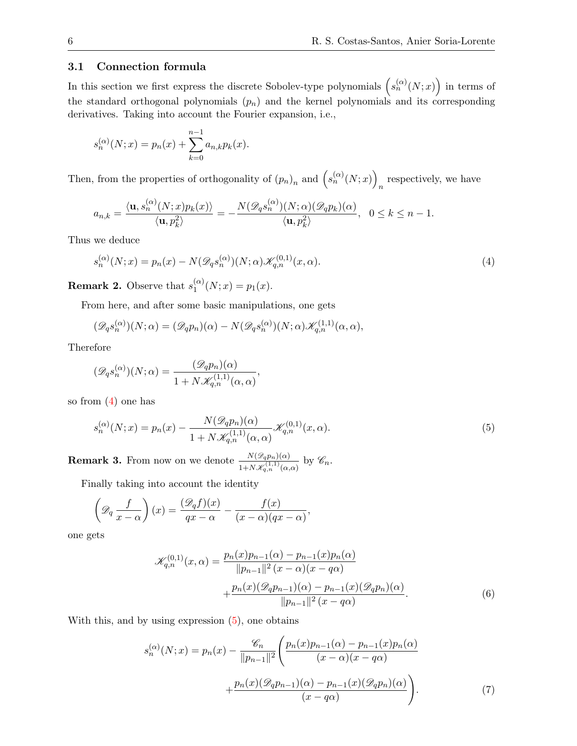### 3.1 Connection formula

In this section we first express the discrete Sobolev-type polynomials $\left(s_n^{(\alpha)}(N;x)\right)$ in terms of the standard orthogonal polynomials $(p_n)$ and the kernel polynomials and its corresponding derivatives. Taking into account the Fourier expansion, i.e.,

$$s_n^{(\alpha)}(N;x) = p_n(x) + \sum_{k=0}^{n-1} a_{n,k} p_k(x).$$

Then, from the properties of orthogonality of $(p_n)_n$ and $\left(s_n^{(\alpha)}(N;x)\right)_n$ respectively, we have

$$a_{n,k} = \frac{\langle \mathbf{u}, s_n^{(\alpha)}(N;x)p_k(x)\rangle}{\langle \mathbf{u}, p_k^2\rangle} = -\frac{N(\mathscr{D}_q s_n^{(\alpha)})(N;\alpha)(\mathscr{D}_q p_k)(\alpha)}{\langle \mathbf{u}, p_k^2\rangle}, \quad 0 \le k \le n-1.$$

Thus we deduce

$$s_n^{(\alpha)}(N;x) = p_n(x) - N(\mathscr{D}_q s_n^{(\alpha)})(N;\alpha)\mathscr{K}_{q,n}^{(0,1)}(x,\alpha). \tag{4}$$

**Remark 2.** Observe that $s_1^{(\alpha)}(N;x) = p_1(x)$.

From here, and after some basic manipulations, one gets

$$(\mathscr{D}_q s_n^{(\alpha)})(N;\alpha) = (\mathscr{D}_q p_n)(\alpha) - N(\mathscr{D}_q s_n^{(\alpha)})(N;\alpha)\mathscr{K}_{q,n}^{(1,1)}(\alpha,\alpha),$$

Therefore

$$(\mathscr{D}_q s_n^{(\alpha)})(N;\alpha) = \frac{(\mathscr{D}_q p_n)(\alpha)}{1 + N\mathscr{K}_{q,n}^{(1,1)}(\alpha,\alpha)},$$

so from (4) one has

$$s_n^{(\alpha)}(N;x) = p_n(x) - \frac{N(\mathscr{D}_q p_n)(\alpha)}{1 + N\mathscr{K}_{q,n}^{(1,1)}(\alpha,\alpha)}\mathscr{K}_{q,n}^{(0,1)}(x,\alpha). \tag{5}$$

**Remark 3.** From now on we denote $\frac{N(\mathscr{D}_q p_n)(\alpha)}{1+N\mathscr{K}_{q,n}^{(1,1)}(\alpha,\alpha)}$ by $\mathscr{C}_n$.

Finally taking into account the identity

$$\left(\mathscr{D}_q \frac{f}{x-\alpha}\right)(x) = \frac{(\mathscr{D}_q f)(x)}{qx-\alpha} - \frac{f(x)}{(x-\alpha)(qx-\alpha)},$$

one gets

$$\mathscr{K}_{q,n}^{(0,1)}(x,\alpha) = \frac{p_n(x)p_{n-1}(\alpha) - p_{n-1}(x)p_n(\alpha)}{\|p_{n-1}\|^2 (x-\alpha)(x-q\alpha)} + \frac{p_n(x)(\mathscr{D}_q p_{n-1})(\alpha) - p_{n-1}(x)(\mathscr{D}_q p_n)(\alpha)}{\|p_{n-1}\|^2 (x-q\alpha)}. \tag{6}$$

With this, and by using expression (5), one obtains

$$s_n^{(\alpha)}(N;x) = p_n(x) - \frac{\mathscr{C}_n}{\|p_{n-1}\|^2}\left(\frac{p_n(x)p_{n-1}(\alpha) - p_{n-1}(x)p_n(\alpha)}{(x-\alpha)(x-q\alpha)} + \frac{p_n(x)(\mathscr{D}_q p_{n-1})(\alpha) - p_{n-1}(x)(\mathscr{D}_q p_n)(\alpha)}{(x-q\alpha)}\right). \tag{7}$$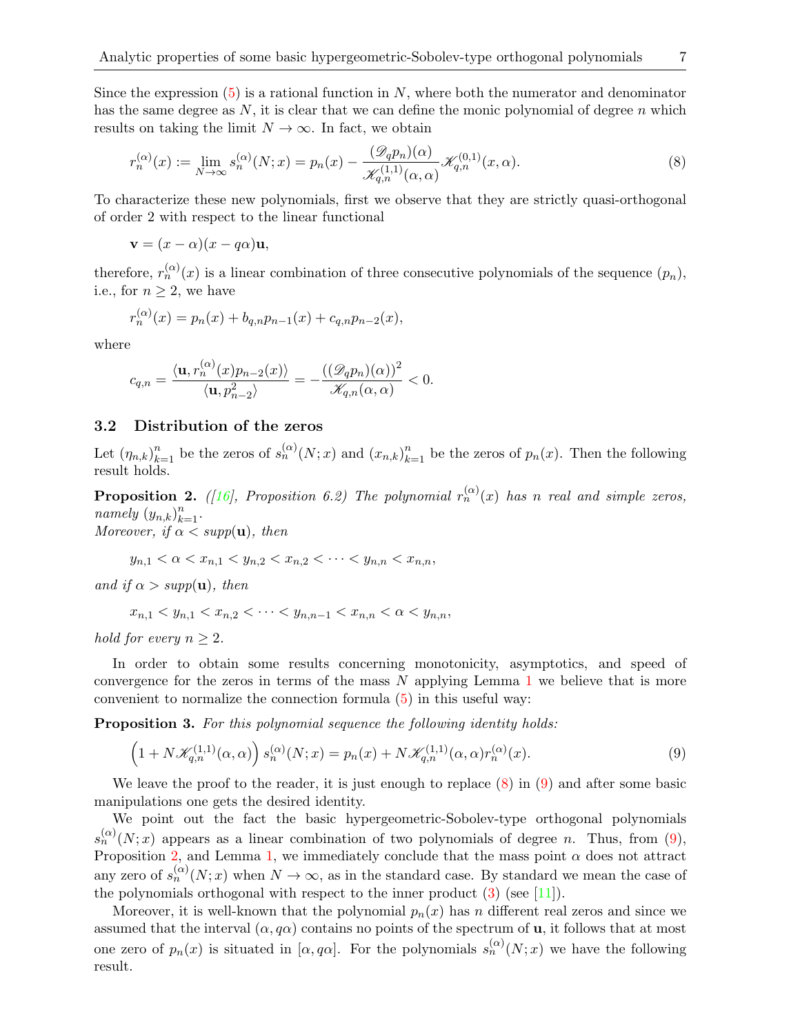Since the expression (5) is a rational function in $N$, where both the numerator and denominator has the same degree as $N$, it is clear that we can define the monic polynomial of degree $n$ which results on taking the limit $N \to \infty$. In fact, we obtain

$$r_n^{(\alpha)}(x) := \lim_{N\to\infty} s_n^{(\alpha)}(N;x) = p_n(x) - \frac{(\mathscr{D}_q p_n)(\alpha)}{\mathscr{K}_{q,n}^{(1,1)}(\alpha,\alpha)} \mathscr{K}_{q,n}^{(0,1)}(x,\alpha). \tag{8}$$

To characterize these new polynomials, first we observe that they are strictly quasi-orthogonal of order 2 with respect to the linear functional

$$\mathbf{v} = (x-\alpha)(x-q\alpha)\mathbf{u},$$

therefore, $r_n^{(\alpha)}(x)$ is a linear combination of three consecutive polynomials of the sequence $(p_n)$, i.e., for $n \geq 2$, we have

$$r_n^{(\alpha)}(x) = p_n(x) + b_{q,n}p_{n-1}(x) + c_{q,n}p_{n-2}(x),$$

where

$$c_{q,n} = \frac{\langle \mathbf{u}, r_n^{(\alpha)}(x)p_{n-2}(x)\rangle}{\langle \mathbf{u}, p_{n-2}^2\rangle} = -\frac{((\mathscr{D}_q p_n)(\alpha))^2}{\mathscr{K}_{q,n}(\alpha,\alpha)} < 0.$$

### 3.2 Distribution of the zeros

Let $(\eta_{n,k})_{k=1}^n$ be the zeros of $s_n^{(\alpha)}(N;x)$ and $(x_{n,k})_{k=1}^n$ be the zeros of $p_n(x)$. Then the following result holds.

**Proposition 2.** *([16], Proposition 6.2) The polynomial $r_n^{(\alpha)}(x)$ has $n$ real and simple zeros, namely $(y_{n,k})_{k=1}^n$.*
*Moreover, if $\alpha < supp(\mathbf{u})$, then*

$$y_{n,1} < \alpha < x_{n,1} < y_{n,2} < x_{n,2} < \cdots < y_{n,n} < x_{n,n},$$

*and if $\alpha > supp(\mathbf{u})$, then*

$$x_{n,1} < y_{n,1} < x_{n,2} < \cdots < y_{n,n-1} < x_{n,n} < \alpha < y_{n,n},$$

*hold for every $n \geq 2$.*

In order to obtain some results concerning monotonicity, asymptotics, and speed of convergence for the zeros in terms of the mass $N$ applying Lemma 1 we believe that is more convenient to normalize the connection formula (5) in this useful way:

**Proposition 3.** *For this polynomial sequence the following identity holds:*

$$\left(1 + N\mathscr{K}_{q,n}^{(1,1)}(\alpha,\alpha)\right) s_n^{(\alpha)}(N;x) = p_n(x) + N\mathscr{K}_{q,n}^{(1,1)}(\alpha,\alpha) r_n^{(\alpha)}(x). \tag{9}$$

We leave the proof to the reader, it is just enough to replace (8) in (9) and after some basic manipulations one gets the desired identity.

We point out the fact the basic hypergeometric-Sobolev-type orthogonal polynomials $s_n^{(\alpha)}(N;x)$ appears as a linear combination of two polynomials of degree $n$. Thus, from (9), Proposition 2, and Lemma 1, we immediately conclude that the mass point $\alpha$ does not attract any zero of $s_n^{(\alpha)}(N;x)$ when $N \to \infty$, as in the standard case. By standard we mean the case of the polynomials orthogonal with respect to the inner product (3) (see [11]).

Moreover, it is well-known that the polynomial $p_n(x)$ has $n$ different real zeros and since we assumed that the interval $(\alpha, q\alpha)$ contains no points of the spectrum of $\mathbf{u}$, it follows that at most one zero of $p_n(x)$ is situated in $[\alpha, q\alpha]$. For the polynomials $s_n^{(\alpha)}(N;x)$ we have the following result.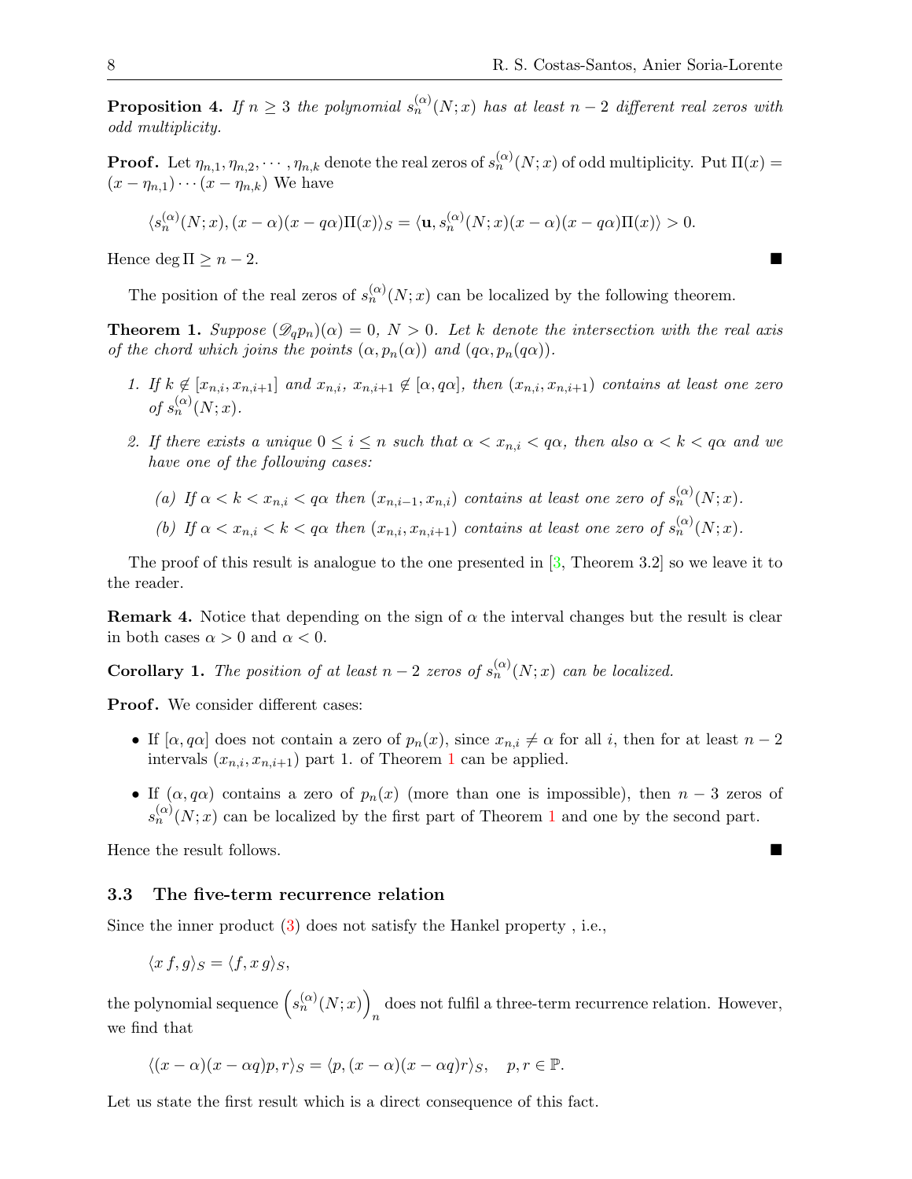**Proposition 4.** *If $n \geq 3$ the polynomial $s_n^{(\alpha)}(N;x)$ has at least $n-2$ different real zeros with odd multiplicity.*

**Proof.** Let $\eta_{n,1}, \eta_{n,2}, \cdots, \eta_{n,k}$ denote the real zeros of $s_n^{(\alpha)}(N;x)$ of odd multiplicity. Put $\Pi(x) = (x-\eta_{n,1})\cdots(x-\eta_{n,k})$ We have

$$\langle s_n^{(\alpha)}(N;x), (x-\alpha)(x-q\alpha)\Pi(x)\rangle_S = \langle \mathbf{u}, s_n^{(\alpha)}(N;x)(x-\alpha)(x-q\alpha)\Pi(x)\rangle > 0.$$

Hence $\deg \Pi \geq n-2$. ■

The position of the real zeros of $s_n^{(\alpha)}(N;x)$ can be localized by the following theorem.

**Theorem 1.** *Suppose $(\mathscr{D}_q p_n)(\alpha) = 0$, $N > 0$. Let $k$ denote the intersection with the real axis of the chord which joins the points $(\alpha, p_n(\alpha))$ and $(q\alpha, p_n(q\alpha))$.*

1. *If $k \notin [x_{n,i}, x_{n,i+1}]$ and $x_{n,i},\ x_{n,i+1} \notin [\alpha, q\alpha]$, then $(x_{n,i}, x_{n,i+1})$ contains at least one zero of $s_n^{(\alpha)}(N;x)$.*
2. *If there exists a unique $0 \leq i \leq n$ such that $\alpha < x_{n,i} < q\alpha$, then also $\alpha < k < q\alpha$ and we have one of the following cases:*
   - *(a) If $\alpha < k < x_{n,i} < q\alpha$ then $(x_{n,i-1}, x_{n,i})$ contains at least one zero of $s_n^{(\alpha)}(N;x)$.*
   - *(b) If $\alpha < x_{n,i} < k < q\alpha$ then $(x_{n,i}, x_{n,i+1})$ contains at least one zero of $s_n^{(\alpha)}(N;x)$.*

The proof of this result is analogue to the one presented in [3, Theorem 3.2] so we leave it to the reader.

**Remark 4.** Notice that depending on the sign of $\alpha$ the interval changes but the result is clear in both cases $\alpha > 0$ and $\alpha < 0$.

**Corollary 1.** *The position of at least $n-2$ zeros of $s_n^{(\alpha)}(N;x)$ can be localized.*

**Proof.** We consider different cases:

- If $[\alpha, q\alpha]$ does not contain a zero of $p_n(x)$, since $x_{n,i} \neq \alpha$ for all $i$, then for at least $n-2$ intervals $(x_{n,i}, x_{n,i+1})$ part 1. of Theorem 1 can be applied.
- If $(\alpha, q\alpha)$ contains a zero of $p_n(x)$ (more than one is impossible), then $n-3$ zeros of $s_n^{(\alpha)}(N;x)$ can be localized by the first part of Theorem 1 and one by the second part.

Hence the result follows. ■

### 3.3 The five-term recurrence relation

Since the inner product (3) does not satisfy the Hankel property , i.e.,

$$\langle x\, f, g\rangle_S = \langle f, x\, g\rangle_S,$$

the polynomial sequence $\left(s_n^{(\alpha)}(N;x)\right)_n$ does not fulfil a three-term recurrence relation. However, we find that

$$\langle (x-\alpha)(x-\alpha q)p, r\rangle_S = \langle p, (x-\alpha)(x-\alpha q)r\rangle_S, \quad p, r \in \mathbb{P}.$$

Let us state the first result which is a direct consequence of this fact.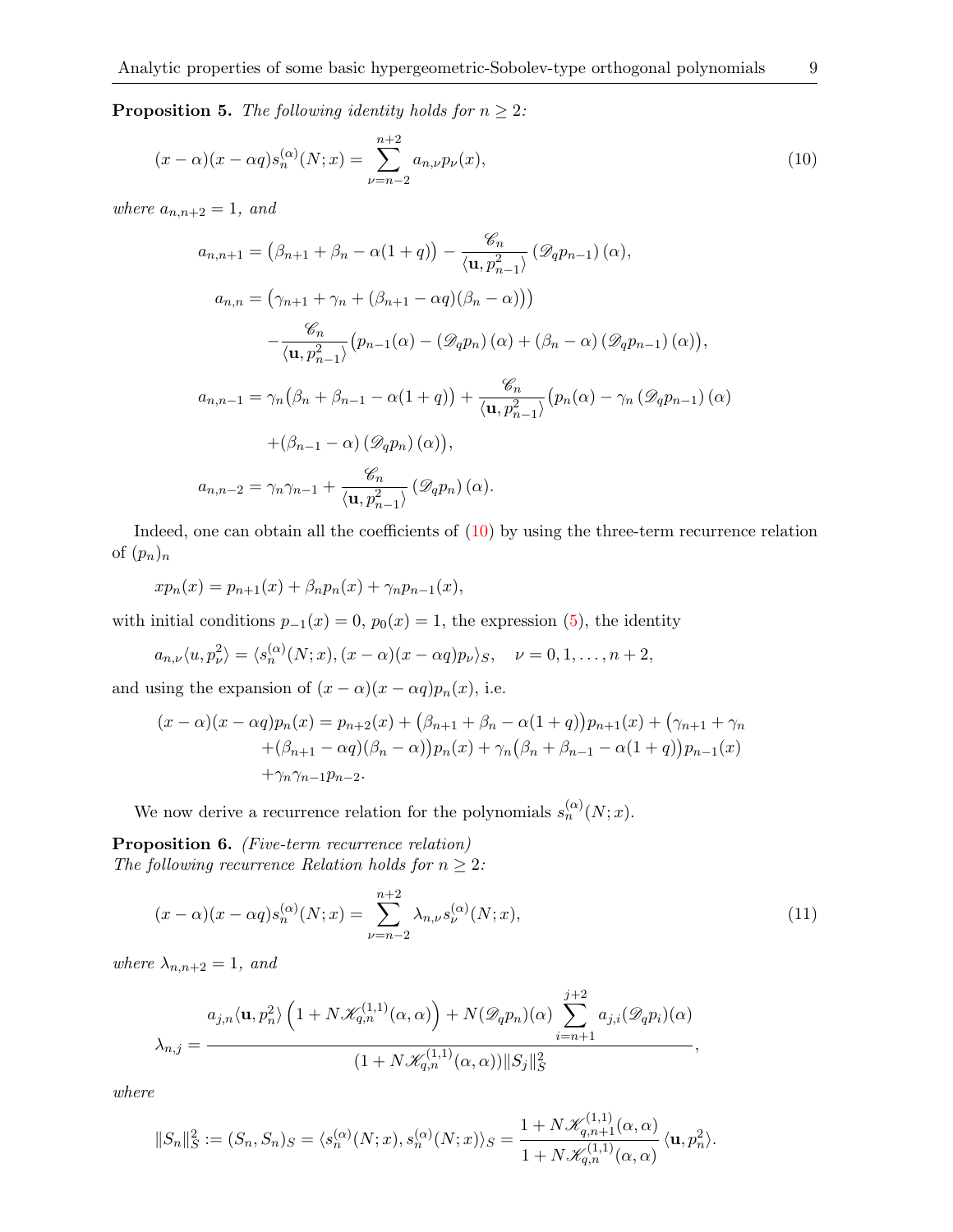**Proposition 5.** *The following identity holds for $n \geq 2$:*

$$(x-\alpha)(x-\alpha q)s_n^{(\alpha)}(N;x) = \sum_{\nu=n-2}^{n+2} a_{n,\nu} p_\nu(x), \tag{10}$$

*where $a_{n,n+2} = 1$, and*

$$a_{n,n+1} = \big(\beta_{n+1} + \beta_n - \alpha(1+q)\big) - \frac{\mathscr{C}_n}{\langle \mathbf{u}, p_{n-1}^2\rangle} \left(\mathscr{D}_q p_{n-1}\right)(\alpha),$$

$$a_{n,n} = \big(\gamma_{n+1} + \gamma_n + (\beta_{n+1} - \alpha q)(\beta_n - \alpha)\big)\big) - \frac{\mathscr{C}_n}{\langle \mathbf{u}, p_{n-1}^2\rangle}\big(p_{n-1}(\alpha) - \left(\mathscr{D}_q p_n\right)(\alpha) + (\beta_n - \alpha)\left(\mathscr{D}_q p_{n-1}\right)(\alpha)\big),$$

$$a_{n,n-1} = \gamma_n\big(\beta_n + \beta_{n-1} - \alpha(1+q)\big) + \frac{\mathscr{C}_n}{\langle \mathbf{u}, p_{n-1}^2\rangle}\big(p_n(\alpha) - \gamma_n\left(\mathscr{D}_q p_{n-1}\right)(\alpha) + (\beta_{n-1} - \alpha)\left(\mathscr{D}_q p_n\right)(\alpha)\big),$$

$$a_{n,n-2} = \gamma_n\gamma_{n-1} + \frac{\mathscr{C}_n}{\langle \mathbf{u}, p_{n-1}^2\rangle}\left(\mathscr{D}_q p_n\right)(\alpha).$$

Indeed, one can obtain all the coefficients of (10) by using the three-term recurrence relation of $(p_n)_n$

$$xp_n(x) = p_{n+1}(x) + \beta_n p_n(x) + \gamma_n p_{n-1}(x),$$

with initial conditions $p_{-1}(x) = 0$, $p_0(x) = 1$, the expression (5), the identity

$$a_{n,\nu}\langle u, p_\nu^2\rangle = \langle s_n^{(\alpha)}(N;x), (x-\alpha)(x-\alpha q)p_\nu\rangle_S, \quad \nu = 0, 1, \ldots, n+2,$$

and using the expansion of $(x-\alpha)(x-\alpha q)p_n(x)$, i.e.

$$\begin{aligned}(x-\alpha)(x-\alpha q)p_n(x) = {}& p_{n+2}(x) + \big(\beta_{n+1} + \beta_n - \alpha(1+q)\big)p_{n+1}(x) + \big(\gamma_{n+1} + \gamma_n \\ &+ (\beta_{n+1} - \alpha q)(\beta_n - \alpha)\big)p_n(x) + \gamma_n\big(\beta_n + \beta_{n-1} - \alpha(1+q)\big)p_{n-1}(x) \\ &+ \gamma_n\gamma_{n-1}p_{n-2}.\end{aligned}$$

We now derive a recurrence relation for the polynomials $s_n^{(\alpha)}(N;x)$.

**Proposition 6.** *(Five-term recurrence relation)*
*The following recurrence Relation holds for $n \geq 2$:*

$$(x-\alpha)(x-\alpha q)s_n^{(\alpha)}(N;x) = \sum_{\nu=n-2}^{n+2} \lambda_{n,\nu} s_\nu^{(\alpha)}(N;x), \tag{11}$$

*where $\lambda_{n,n+2} = 1$, and*

$$\lambda_{n,j} = \frac{a_{j,n}\langle \mathbf{u}, p_n^2\rangle\left(1 + N\mathscr{K}_{q,n}^{(1,1)}(\alpha,\alpha)\right) + N(\mathscr{D}_q p_n)(\alpha)\displaystyle\sum_{i=n+1}^{j+2} a_{j,i}(\mathscr{D}_q p_i)(\alpha)}{(1 + N\mathscr{K}_{q,n}^{(1,1)}(\alpha,\alpha))\|S_j\|_S^2},$$

*where*

$$\|S_n\|_S^2 := (S_n, S_n)_S = \langle s_n^{(\alpha)}(N;x), s_n^{(\alpha)}(N;x)\rangle_S = \frac{1 + N\mathscr{K}_{q,n+1}^{(1,1)}(\alpha,\alpha)}{1 + N\mathscr{K}_{q,n}^{(1,1)}(\alpha,\alpha)}\langle \mathbf{u}, p_n^2\rangle.$$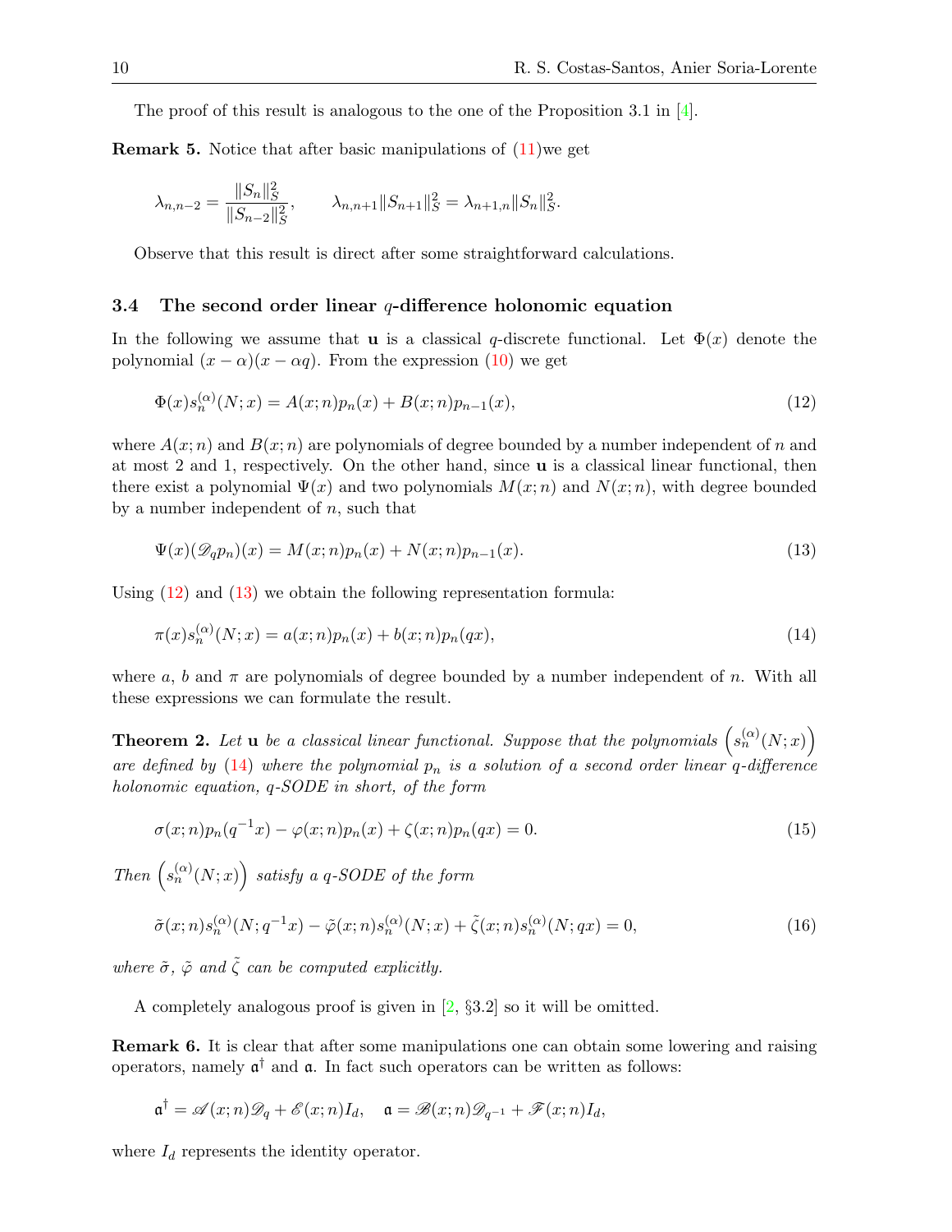The proof of this result is analogous to the one of the Proposition 3.1 in [4].

**Remark 5.** Notice that after basic manipulations of (11)we get

$$\lambda_{n,n-2} = \frac{\|S_n\|_S^2}{\|S_{n-2}\|_S^2}, \qquad \lambda_{n,n+1}\|S_{n+1}\|_S^2 = \lambda_{n+1,n}\|S_n\|_S^2.$$

Observe that this result is direct after some straightforward calculations.

### 3.4 The second order linear $q$-difference holonomic equation

In the following we assume that $\mathbf{u}$ is a classical $q$-discrete functional. Let $\Phi(x)$ denote the polynomial $(x-\alpha)(x-\alpha q)$. From the expression (10) we get

$$\Phi(x)s_n^{(\alpha)}(N;x) = A(x;n)p_n(x) + B(x;n)p_{n-1}(x), \tag{12}$$

where $A(x;n)$ and $B(x;n)$ are polynomials of degree bounded by a number independent of $n$ and at most 2 and 1, respectively. On the other hand, since $\mathbf{u}$ is a classical linear functional, then there exist a polynomial $\Psi(x)$ and two polynomials $M(x;n)$ and $N(x;n)$, with degree bounded by a number independent of $n$, such that

$$\Psi(x)(\mathscr{D}_q p_n)(x) = M(x;n)p_n(x) + N(x;n)p_{n-1}(x). \tag{13}$$

Using (12) and (13) we obtain the following representation formula:

$$\pi(x)s_n^{(\alpha)}(N;x) = a(x;n)p_n(x) + b(x;n)p_n(qx), \tag{14}$$

where $a$, $b$ and $\pi$ are polynomials of degree bounded by a number independent of $n$. With all these expressions we can formulate the result.

**Theorem 2.** *Let $\mathbf{u}$ be a classical linear functional. Suppose that the polynomials $\left(s_n^{(\alpha)}(N;x)\right)$ are defined by (14) where the polynomial $p_n$ is a solution of a second order linear $q$-difference holonomic equation, q-SODE in short, of the form*

$$\sigma(x;n)p_n(q^{-1}x) - \varphi(x;n)p_n(x) + \zeta(x;n)p_n(qx) = 0. \tag{15}$$

*Then $\left(s_n^{(\alpha)}(N;x)\right)$ satisfy a q-SODE of the form*

$$\tilde{\sigma}(x;n)s_n^{(\alpha)}(N;q^{-1}x) - \tilde{\varphi}(x;n)s_n^{(\alpha)}(N;x) + \tilde{\zeta}(x;n)s_n^{(\alpha)}(N;qx) = 0, \tag{16}$$

*where $\tilde{\sigma}$, $\tilde{\varphi}$ and $\tilde{\zeta}$ can be computed explicitly.*

A completely analogous proof is given in [2, §3.2] so it will be omitted.

**Remark 6.** It is clear that after some manipulations one can obtain some lowering and raising operators, namely $\mathfrak{a}^\dagger$ and $\mathfrak{a}$. In fact such operators can be written as follows:

$$\mathfrak{a}^\dagger = \mathscr{A}(x;n)\mathscr{D}_q + \mathscr{E}(x;n)I_d, \quad \mathfrak{a} = \mathscr{B}(x;n)\mathscr{D}_{q^{-1}} + \mathscr{F}(x;n)I_d,$$

where $I_d$ represents the identity operator.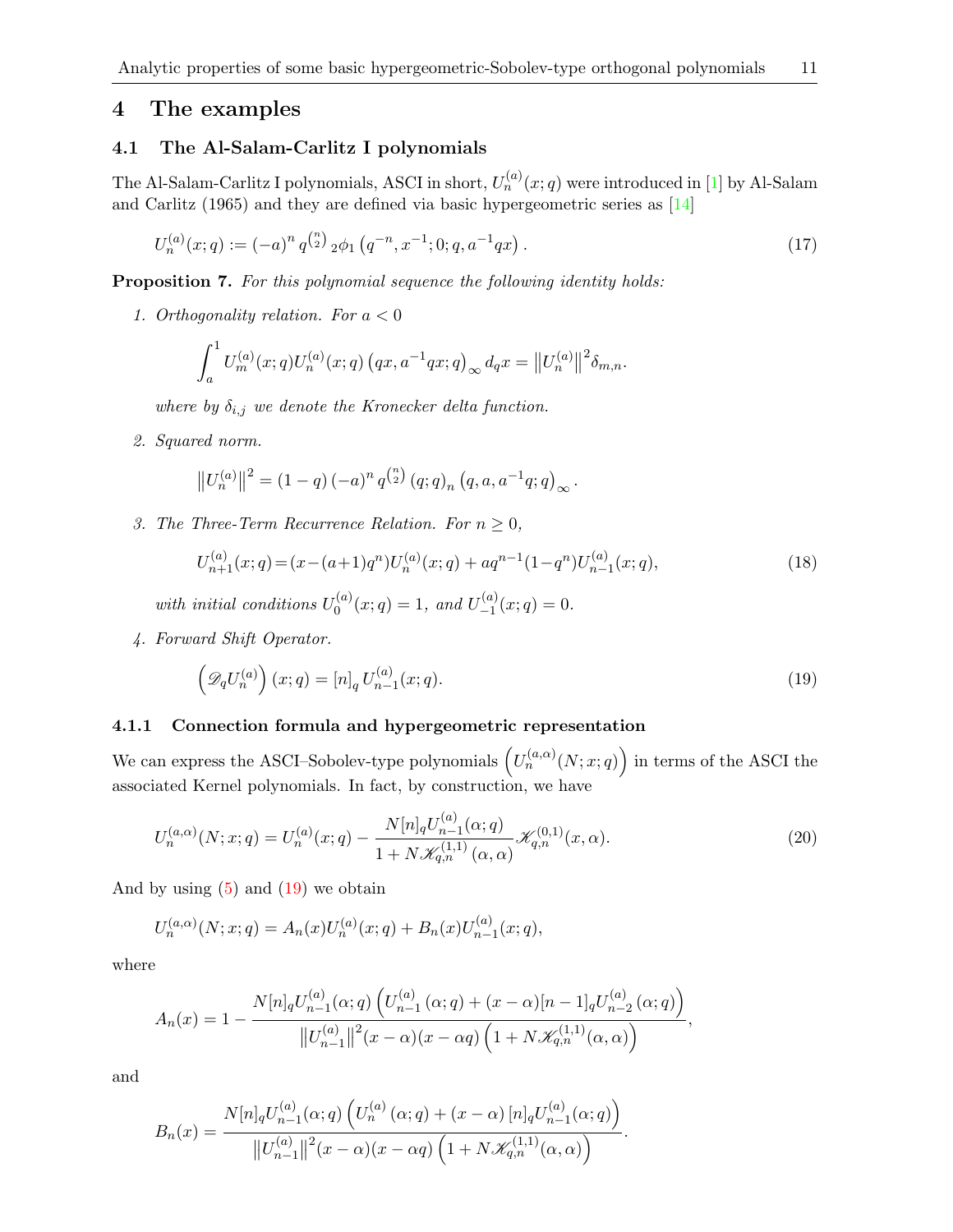# 4 The examples

## 4.1 The Al-Salam-Carlitz I polynomials

The Al-Salam-Carlitz I polynomials, ASCI in short, $U_n^{(a)}(x;q)$ were introduced in [1] by Al-Salam and Carlitz (1965) and they are defined via basic hypergeometric series as [14]

$$U_n^{(a)}(x;q) := (-a)^n \, q^{\binom{n}{2}} \, {}_2\phi_1\left(q^{-n}, x^{-1}; 0; q, a^{-1}qx\right). \tag{17}$$

**Proposition 7.** *For this polynomial sequence the following identity holds:*

1. *Orthogonality relation. For $a<0$*

$$\int_a^1 U_m^{(a)}(x;q) U_n^{(a)}(x;q) \left(qx, a^{-1}qx; q\right)_\infty d_q x = \left\|U_n^{(a)}\right\|^2 \delta_{m,n}.$$

   *where by $\delta_{i,j}$ we denote the Kronecker delta function.*

2. *Squared norm.*

$$\left\|U_n^{(a)}\right\|^2 = (1-q)\,(-a)^n \, q^{\binom{n}{2}} \,(q;q)_n \left(q, a, a^{-1}q; q\right)_\infty.$$

3. *The Three-Term Recurrence Relation. For $n \geq 0$,*

$$U_{n+1}^{(a)}(x;q) = (x-(a+1)q^n) U_n^{(a)}(x;q) + aq^{n-1}(1-q^n) U_{n-1}^{(a)}(x;q), \tag{18}$$

   *with initial conditions $U_0^{(a)}(x;q)=1$, and $U_{-1}^{(a)}(x;q)=0$.*

4. *Forward Shift Operator.*

$$\left(\mathscr{D}_q U_n^{(a)}\right)(x;q) = [n]_q \, U_{n-1}^{(a)}(x;q). \tag{19}$$

### 4.1.1 Connection formula and hypergeometric representation

We can express the ASCI–Sobolev-type polynomials $\left(U_n^{(a,\alpha)}(N;x;q)\right)$ in terms of the ASCI the associated Kernel polynomials. In fact, by construction, we have

$$U_n^{(a,\alpha)}(N;x;q) = U_n^{(a)}(x;q) - \frac{N[n]_q U_{n-1}^{(a)}(\alpha;q)}{1+N\mathscr{K}_{q,n}^{(1,1)}(\alpha,\alpha)} \mathscr{K}_{q,n}^{(0,1)}(x,\alpha). \tag{20}$$

And by using (5) and (19) we obtain

$$U_n^{(a,\alpha)}(N;x;q) = A_n(x) U_n^{(a)}(x;q) + B_n(x) U_{n-1}^{(a)}(x;q),$$

where

$$A_n(x) = 1 - \frac{N[n]_q U_{n-1}^{(a)}(\alpha;q)\left(U_{n-1}^{(a)}(\alpha;q) + (x-\alpha)[n-1]_q U_{n-2}^{(a)}(\alpha;q)\right)}{\left\|U_{n-1}^{(a)}\right\|^2 (x-\alpha)(x-\alpha q)\left(1+N\mathscr{K}_{q,n}^{(1,1)}(\alpha,\alpha)\right)},$$

and

$$B_n(x) = \frac{N[n]_q U_{n-1}^{(a)}(\alpha;q)\left(U_n^{(a)}(\alpha;q) + (x-\alpha)\,[n]_q U_{n-1}^{(a)}(\alpha;q)\right)}{\left\|U_{n-1}^{(a)}\right\|^2 (x-\alpha)(x-\alpha q)\left(1+N\mathscr{K}_{q,n}^{(1,1)}(\alpha,\alpha)\right)}.$$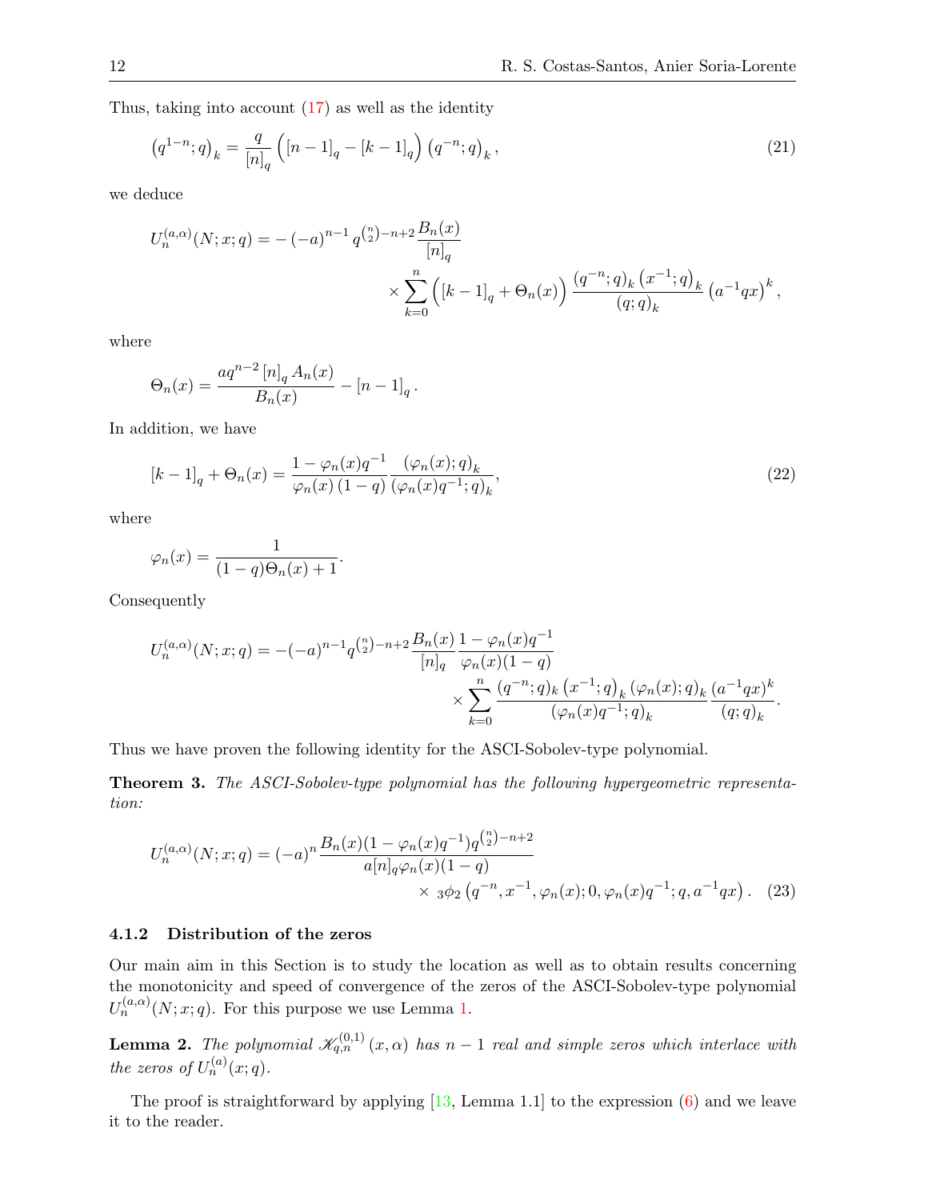Thus, taking into account (17) as well as the identity

$$
\left(q^{1-n};q\right)_k = \frac{q}{[n]_q}\left([n-1]_q - [k-1]_q\right)\left(q^{-n};q\right)_k, \tag{21}
$$

we deduce

$$
\begin{aligned}
U_n^{(a,\alpha)}(N;x;q) = -\left(-a\right)^{n-1} q^{\binom{n}{2}-n+2}\frac{B_n(x)}{[n]_q} \\
\times \sum_{k=0}^{n}\left([k-1]_q + \Theta_n(x)\right)\frac{\left(q^{-n};q\right)_k \left(x^{-1};q\right)_k}{(q;q)_k}\left(a^{-1}qx\right)^k,
\end{aligned}
$$

where

$$
\Theta_n(x) = \frac{aq^{n-2}\,[n]_q\,A_n(x)}{B_n(x)} - [n-1]_q\,.
$$

In addition, we have

$$
[k-1]_q + \Theta_n(x) = \frac{1-\varphi_n(x)q^{-1}}{\varphi_n(x)\,(1-q)}\frac{(\varphi_n(x);q)_k}{(\varphi_n(x)q^{-1};q)_k}, \tag{22}
$$

where

$$
\varphi_n(x) = \frac{1}{(1-q)\Theta_n(x)+1}.
$$

Consequently

$$
\begin{aligned}
U_n^{(a,\alpha)}(N;x;q) = -(-a)^{n-1}q^{\binom{n}{2}-n+2}\frac{B_n(x)}{[n]_q}\frac{1-\varphi_n(x)q^{-1}}{\varphi_n(x)(1-q)} \\
\times \sum_{k=0}^{n}\frac{(q^{-n};q)_k\left(x^{-1};q\right)_k(\varphi_n(x);q)_k}{(\varphi_n(x)q^{-1};q)_k}\frac{(a^{-1}qx)^k}{(q;q)_k}.
\end{aligned}
$$

Thus we have proven the following identity for the ASCI-Sobolev-type polynomial.

**Theorem 3.** *The ASCI-Sobolev-type polynomial has the following hypergeometric representation:*

$$
\begin{aligned}
U_n^{(a,\alpha)}(N;x;q) = (-a)^n\frac{B_n(x)(1-\varphi_n(x)q^{-1})q^{\binom{n}{2}-n+2}}{a[n]_q\varphi_n(x)(1-q)} \\
\times\ {}_3\phi_2\left(q^{-n},x^{-1},\varphi_n(x);0,\varphi_n(x)q^{-1};q,a^{-1}qx\right).
\end{aligned} \tag{23}
$$

### 4.1.2 Distribution of the zeros

Our main aim in this Section is to study the location as well as to obtain results concerning the monotonicity and speed of convergence of the zeros of the ASCI-Sobolev-type polynomial $U_n^{(a,\alpha)}(N;x;q)$. For this purpose we use Lemma 1.

**Lemma 2.** *The polynomial $\mathscr{K}_{q,n}^{(0,1)}(x,\alpha)$ has $n-1$ real and simple zeros which interlace with the zeros of $U_n^{(a)}(x;q)$.*

The proof is straightforward by applying [13, Lemma 1.1] to the expression (6) and we leave it to the reader.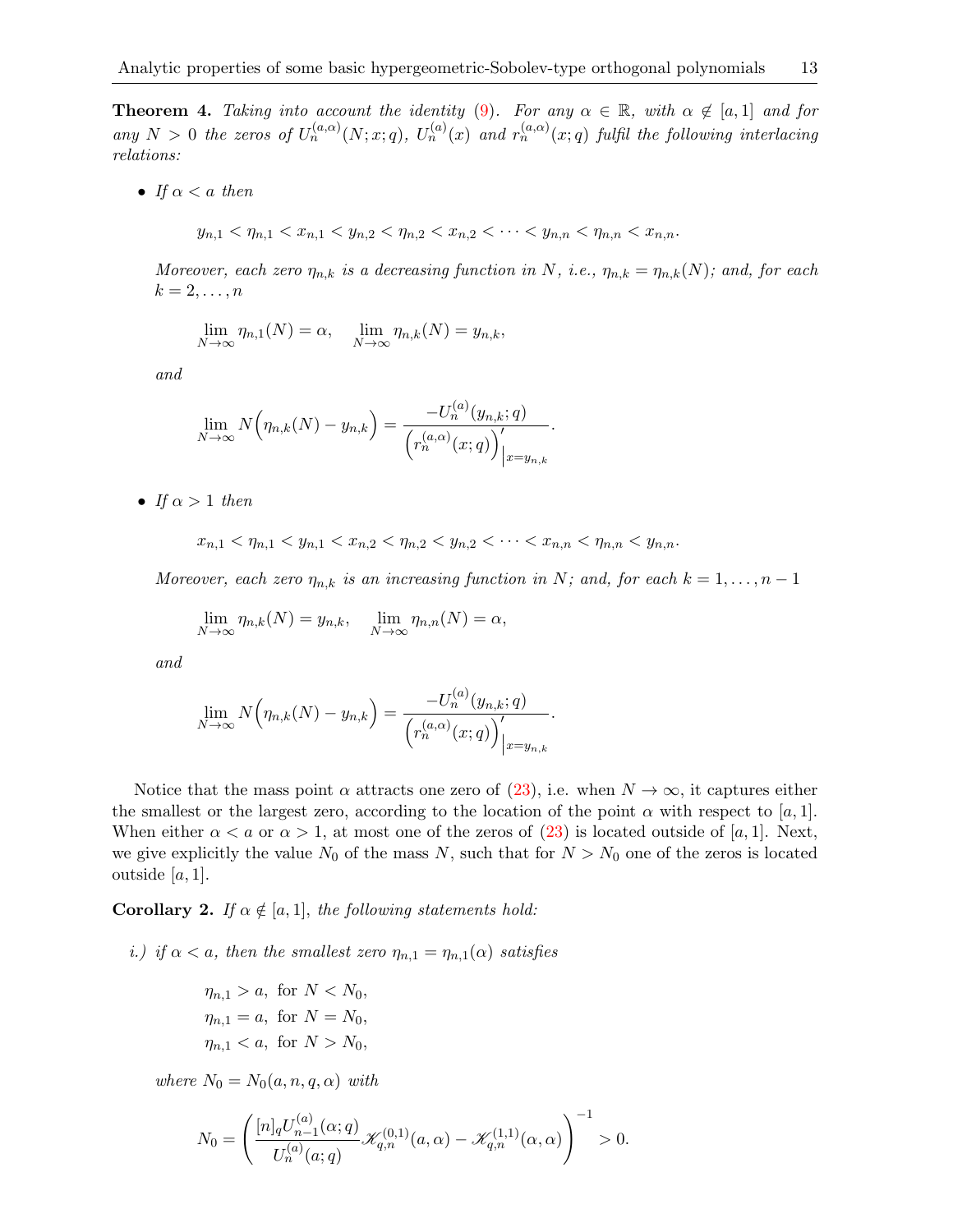**Theorem 4.** *Taking into account the identity (9). For any $\alpha \in \mathbb{R}$, with $\alpha \notin [a,1]$ and for any $N > 0$ the zeros of $U_n^{(a,\alpha)}(N;x;q)$, $U_n^{(a)}(x)$ and $r_n^{(a,\alpha)}(x;q)$ fulfil the following interlacing relations:*

- *If $\alpha < a$ then*

$$y_{n,1} < \eta_{n,1} < x_{n,1} < y_{n,2} < \eta_{n,2} < x_{n,2} < \cdots < y_{n,n} < \eta_{n,n} < x_{n,n}.$$

*Moreover, each zero $\eta_{n,k}$ is a decreasing function in $N$, i.e., $\eta_{n,k} = \eta_{n,k}(N)$; and, for each $k = 2, \ldots, n$*

$$\lim_{N\to\infty} \eta_{n,1}(N) = \alpha, \quad \lim_{N\to\infty} \eta_{n,k}(N) = y_{n,k},$$

*and*

$$\lim_{N\to\infty} N\Big(\eta_{n,k}(N) - y_{n,k}\Big) = \frac{-U_n^{(a)}(y_{n,k};q)}{\Big(r_n^{(a,\alpha)}(x;q)\Big)'_{\big| x=y_{n,k}}}.$$

- *If $\alpha > 1$ then*

$$x_{n,1} < \eta_{n,1} < y_{n,1} < x_{n,2} < \eta_{n,2} < y_{n,2} < \cdots < x_{n,n} < \eta_{n,n} < y_{n,n}.$$

*Moreover, each zero $\eta_{n,k}$ is an increasing function in $N$; and, for each $k = 1, \ldots, n-1$*

$$\lim_{N\to\infty} \eta_{n,k}(N) = y_{n,k}, \quad \lim_{N\to\infty} \eta_{n,n}(N) = \alpha,$$

*and*

$$\lim_{N\to\infty} N\Big(\eta_{n,k}(N) - y_{n,k}\Big) = \frac{-U_n^{(a)}(y_{n,k};q)}{\Big(r_n^{(a,\alpha)}(x;q)\Big)'_{\big| x=y_{n,k}}}.$$

Notice that the mass point $\alpha$ attracts one zero of (23), i.e. when $N \to \infty$, it captures either the smallest or the largest zero, according to the location of the point $\alpha$ with respect to $[a,1]$. When either $\alpha < a$ or $\alpha > 1$, at most one of the zeros of (23) is located outside of $[a,1]$. Next, we give explicitly the value $N_0$ of the mass $N$, such that for $N > N_0$ one of the zeros is located outside $[a,1]$.

**Corollary 2.** *If $\alpha \notin [a,1]$, the following statements hold:*

*i.) if $\alpha < a$, then the smallest zero $\eta_{n,1} = \eta_{n,1}(\alpha)$ satisfies*

$$\eta_{n,1} > a, \text{ for } N < N_0,$$
$$\eta_{n,1} = a, \text{ for } N = N_0,$$
$$\eta_{n,1} < a, \text{ for } N > N_0,$$

*where $N_0 = N_0(a,n,q,\alpha)$ with*

$$N_0 = \left( \frac{[n]_q U_{n-1}^{(a)}(\alpha;q)}{U_n^{(a)}(a;q)} \mathscr{K}_{q,n}^{(0,1)}(a,\alpha) - \mathscr{K}_{q,n}^{(1,1)}(\alpha,\alpha) \right)^{-1} > 0.$$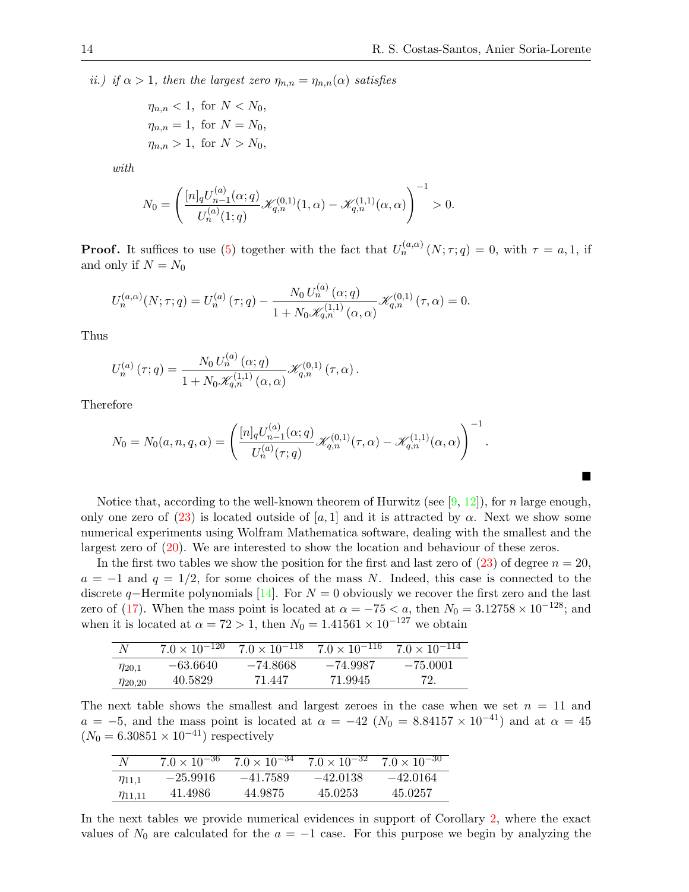*ii.) if $\alpha > 1$, then the largest zero $\eta_{n,n} = \eta_{n,n}(\alpha)$ satisfies*

$$\eta_{n,n} < 1, \text{ for } N < N_0,$$
$$\eta_{n,n} = 1, \text{ for } N = N_0,$$
$$\eta_{n,n} > 1, \text{ for } N > N_0,$$

*with*

$$N_0 = \left( \frac{[n]_q U_{n-1}^{(a)}(\alpha;q)}{U_n^{(a)}(1;q)} \mathscr{K}_{q,n}^{(0,1)}(1,\alpha) - \mathscr{K}_{q,n}^{(1,1)}(\alpha,\alpha) \right)^{-1} > 0.$$

**Proof.** It suffices to use (5) together with the fact that $U_n^{(a,\alpha)}(N;\tau;q) = 0$, with $\tau = a, 1$, if and only if $N = N_0$

$$U_n^{(a,\alpha)}(N;\tau;q) = U_n^{(a)}(\tau;q) - \frac{N_0\, U_n^{(a)}(\alpha;q)}{1 + N_0 \mathscr{K}_{q,n}^{(1,1)}(\alpha,\alpha)} \mathscr{K}_{q,n}^{(0,1)}(\tau,\alpha) = 0.$$

Thus

$$U_n^{(a)}(\tau;q) = \frac{N_0\, U_n^{(a)}(\alpha;q)}{1 + N_0 \mathscr{K}_{q,n}^{(1,1)}(\alpha,\alpha)} \mathscr{K}_{q,n}^{(0,1)}(\tau,\alpha).$$

Therefore

$$N_0 = N_0(a,n,q,\alpha) = \left( \frac{[n]_q U_{n-1}^{(a)}(\alpha;q)}{U_n^{(a)}(\tau;q)} \mathscr{K}_{q,n}^{(0,1)}(\tau,\alpha) - \mathscr{K}_{q,n}^{(1,1)}(\alpha,\alpha) \right)^{-1}.$$

■

Notice that, according to the well-known theorem of Hurwitz (see [9, 12]), for $n$ large enough, only one zero of (23) is located outside of $[a,1]$ and it is attracted by $\alpha$. Next we show some numerical experiments using Wolfram Mathematica software, dealing with the smallest and the largest zero of (20). We are interested to show the location and behaviour of these zeros.

In the first two tables we show the position for the first and last zero of (23) of degree $n = 20$, $a = -1$ and $q = 1/2$, for some choices of the mass $N$. Indeed, this case is connected to the discrete $q-$Hermite polynomials [14]. For $N = 0$ obviously we recover the first zero and the last zero of (17). When the mass point is located at $\alpha = -75 < a$, then $N_0 = 3.12758 \times 10^{-128}$; and when it is located at $\alpha = 72 > 1$, then $N_0 = 1.41561 \times 10^{-127}$ we obtain

| $N$ | $7.0 \times 10^{-120}$ | $7.0 \times 10^{-118}$ | $7.0 \times 10^{-116}$ | $7.0 \times 10^{-114}$ |
|---|---|---|---|---|
| $\eta_{20,1}$ | $-63.6640$ | $-74.8668$ | $-74.9987$ | $-75.0001$ |
| $\eta_{20,20}$ | $40.5829$ | $71.447$ | $71.9945$ | $72.$ |

The next table shows the smallest and largest zeroes in the case when we set $n = 11$ and $a = -5$, and the mass point is located at $\alpha = -42$ ($N_0 = 8.84157 \times 10^{-41}$) and at $\alpha = 45$ ($N_0 = 6.30851 \times 10^{-41}$) respectively

| $N$ | $7.0 \times 10^{-36}$ | $7.0 \times 10^{-34}$ | $7.0 \times 10^{-32}$ | $7.0 \times 10^{-30}$ |
|---|---|---|---|---|
| $\eta_{11,1}$ | $-25.9916$ | $-41.7589$ | $-42.0138$ | $-42.0164$ |
| $\eta_{11,11}$ | $41.4986$ | $44.9875$ | $45.0253$ | $45.0257$ |

In the next tables we provide numerical evidences in support of Corollary 2, where the exact values of $N_0$ are calculated for the $a = -1$ case. For this purpose we begin by analyzing the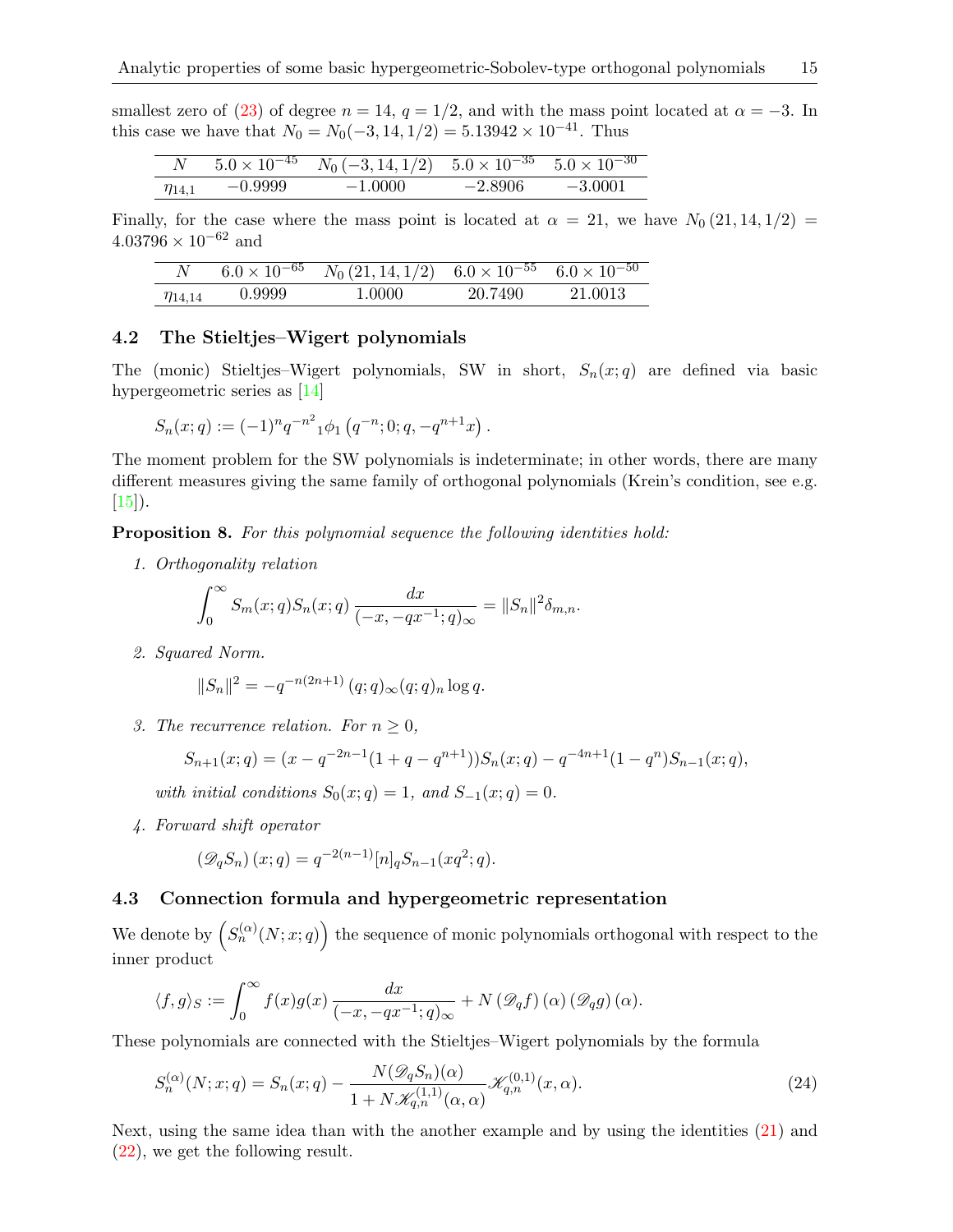smallest zero of (23) of degree $n = 14$, $q = 1/2$, and with the mass point located at $\alpha = -3$. In this case we have that $N_0 = N_0(-3, 14, 1/2) = 5.13942 \times 10^{-41}$. Thus

| $N$ | $5.0 \times 10^{-45}$ | $N_0\,(-3, 14, 1/2)$ | $5.0 \times 10^{-35}$ | $5.0 \times 10^{-30}$ |
|---|---|---|---|---|
| $\eta_{14,1}$ | $-0.9999$ | $-1.0000$ | $-2.8906$ | $-3.0001$ |

Finally, for the case where the mass point is located at $\alpha = 21$, we have $N_0\,(21, 14, 1/2) = 4.03796 \times 10^{-62}$ and

| $N$ | $6.0 \times 10^{-65}$ | $N_0\,(21, 14, 1/2)$ | $6.0 \times 10^{-55}$ | $6.0 \times 10^{-50}$ |
|---|---|---|---|---|
| $\eta_{14,14}$ | $0.9999$ | $1.0000$ | $20.7490$ | $21.0013$ |

### 4.2 The Stieltjes–Wigert polynomials

The (monic) Stieltjes–Wigert polynomials, SW in short, $S_n(x; q)$ are defined via basic hypergeometric series as [14]

$$S_n(x; q) := (-1)^n q^{-n^2}\, {}_1\phi_1\left(q^{-n}; 0; q, -q^{n+1}x\right).$$

The moment problem for the SW polynomials is indeterminate; in other words, there are many different measures giving the same family of orthogonal polynomials (Krein's condition, see e.g. [15]).

**Proposition 8.** *For this polynomial sequence the following identities hold:*

1. *Orthogonality relation*
$$\int_0^\infty S_m(x; q) S_n(x; q)\, \frac{dx}{(-x, -qx^{-1}; q)_\infty} = \|S_n\|^2 \delta_{m,n}.$$

2. *Squared Norm.*
$$\|S_n\|^2 = -q^{-n(2n+1)}\, (q; q)_\infty (q; q)_n \log q.$$

3. *The recurrence relation. For $n \geq 0$,*
$$S_{n+1}(x; q) = (x - q^{-2n-1}(1 + q - q^{n+1}))S_n(x; q) - q^{-4n+1}(1 - q^n)S_{n-1}(x; q),$$
*with initial conditions $S_0(x; q) = 1$, and $S_{-1}(x; q) = 0$.*

4. *Forward shift operator*
$$\left(\mathscr{D}_q S_n\right)(x; q) = q^{-2(n-1)}[n]_q S_{n-1}(xq^2; q).$$

### 4.3 Connection formula and hypergeometric representation

We denote by $\left(S_n^{(\alpha)}(N; x; q)\right)$ the sequence of monic polynomials orthogonal with respect to the inner product

$$\langle f, g\rangle_S := \int_0^\infty f(x)g(x)\, \frac{dx}{(-x, -qx^{-1}; q)_\infty} + N \left(\mathscr{D}_q f\right)(\alpha) \left(\mathscr{D}_q g\right)(\alpha).$$

These polynomials are connected with the Stieltjes–Wigert polynomials by the formula

$$S_n^{(\alpha)}(N; x; q) = S_n(x; q) - \frac{N(\mathscr{D}_q S_n)(\alpha)}{1 + N\mathscr{K}_{q,n}^{(1,1)}(\alpha, \alpha)} \mathscr{K}_{q,n}^{(0,1)}(x, \alpha). \tag{24}$$

Next, using the same idea than with the another example and by using the identities (21) and (22), we get the following result.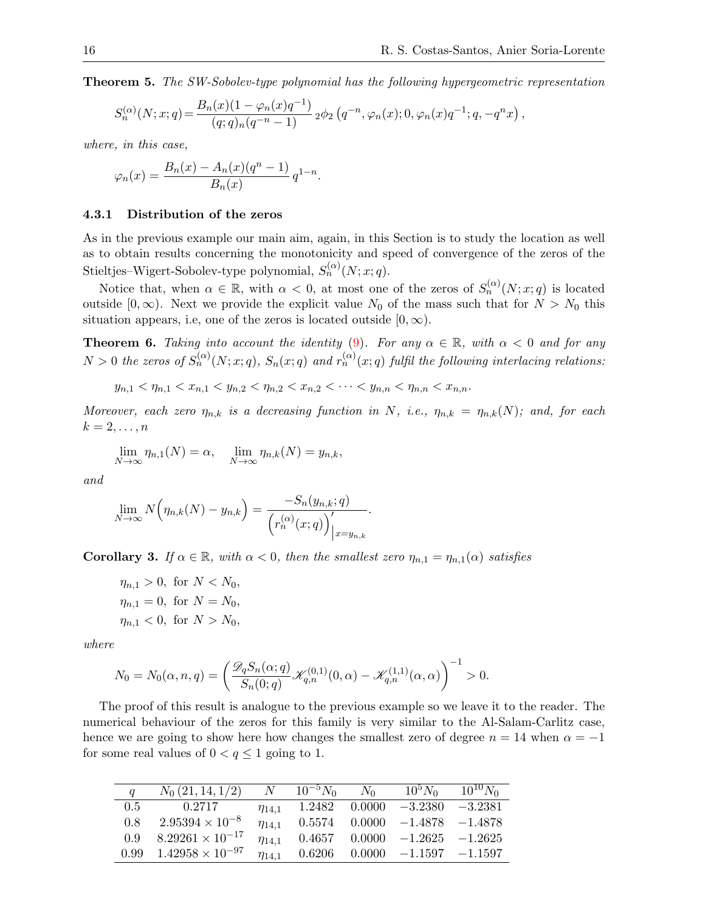**Theorem 5.** *The SW-Sobolev-type polynomial has the following hypergeometric representation*

$$S_n^{(\alpha)}(N;x;q) = \frac{B_n(x)(1-\varphi_n(x)q^{-1})}{(q;q)_n(q^{-n}-1)}\, {}_2\phi_2\left(q^{-n}, \varphi_n(x); 0, \varphi_n(x)q^{-1}; q, -q^n x\right),$$

*where, in this case,*

$$\varphi_n(x) = \frac{B_n(x) - A_n(x)(q^n-1)}{B_n(x)}\, q^{1-n}.$$

### 4.3.1 Distribution of the zeros

As in the previous example our main aim, again, in this Section is to study the location as well as to obtain results concerning the monotonicity and speed of convergence of the zeros of the Stieltjes–Wigert-Sobolev-type polynomial, $S_n^{(\alpha)}(N;x;q)$.

Notice that, when $\alpha \in \mathbb{R}$, with $\alpha < 0$, at most one of the zeros of $S_n^{(\alpha)}(N;x;q)$ is located outside $[0,\infty)$. Next we provide the explicit value $N_0$ of the mass such that for $N > N_0$ this situation appears, i.e, one of the zeros is located outside $[0,\infty)$.

**Theorem 6.** *Taking into account the identity (9). For any $\alpha \in \mathbb{R}$, with $\alpha < 0$ and for any $N > 0$ the zeros of $S_n^{(\alpha)}(N;x;q)$, $S_n(x;q)$ and $r_n^{(\alpha)}(x;q)$ fulfil the following interlacing relations:*

$$y_{n,1} < \eta_{n,1} < x_{n,1} < y_{n,2} < \eta_{n,2} < x_{n,2} < \cdots < y_{n,n} < \eta_{n,n} < x_{n,n}.$$

*Moreover, each zero $\eta_{n,k}$ is a decreasing function in $N$, i.e., $\eta_{n,k} = \eta_{n,k}(N)$; and, for each $k = 2,\ldots,n$*

$$\lim_{N\to\infty} \eta_{n,1}(N) = \alpha, \quad \lim_{N\to\infty} \eta_{n,k}(N) = y_{n,k},$$

*and*

$$\lim_{N\to\infty} N\Big(\eta_{n,k}(N) - y_{n,k}\Big) = \frac{-S_n(y_{n,k};q)}{\Big(r_n^{(\alpha)}(x;q)\Big)'_{\big|x=y_{n,k}}}.$$

**Corollary 3.** *If $\alpha \in \mathbb{R}$, with $\alpha < 0$, then the smallest zero $\eta_{n,1} = \eta_{n,1}(\alpha)$ satisfies*

$$\eta_{n,1} > 0, \text{ for } N < N_0,$$
$$\eta_{n,1} = 0, \text{ for } N = N_0,$$
$$\eta_{n,1} < 0, \text{ for } N > N_0,$$

*where*

$$N_0 = N_0(\alpha, n, q) = \left(\frac{\mathscr{D}_q S_n(\alpha;q)}{S_n(0;q)} \mathscr{K}_{q,n}^{(0,1)}(0,\alpha) - \mathscr{K}_{q,n}^{(1,1)}(\alpha,\alpha)\right)^{-1} > 0.$$

The proof of this result is analogue to the previous example so we leave it to the reader. The numerical behaviour of the zeros for this family is very similar to the Al-Salam-Carlitz case, hence we are going to show here how changes the smallest zero of degree $n = 14$ when $\alpha = -1$ for some real values of $0 < q \leq 1$ going to 1.

| $q$ | $N_0\,(21, 14, 1/2)$ | $N$ | $10^{-5}N_0$ | $N_0$ | $10^5 N_0$ | $10^{10}N_0$ |
|---|---|---|---|---|---|---|
| 0.5 | 0.2717 | $\eta_{14,1}$ | 1.2482 | 0.0000 | $-3.2380$ | $-3.2381$ |
| 0.8 | $2.95394 \times 10^{-8}$ | $\eta_{14,1}$ | 0.5574 | 0.0000 | $-1.4878$ | $-1.4878$ |
| 0.9 | $8.29261 \times 10^{-17}$ | $\eta_{14,1}$ | 0.4657 | 0.0000 | $-1.2625$ | $-1.2625$ |
| 0.99 | $1.42958 \times 10^{-97}$ | $\eta_{14,1}$ | 0.6206 | 0.0000 | $-1.1597$ | $-1.1597$ |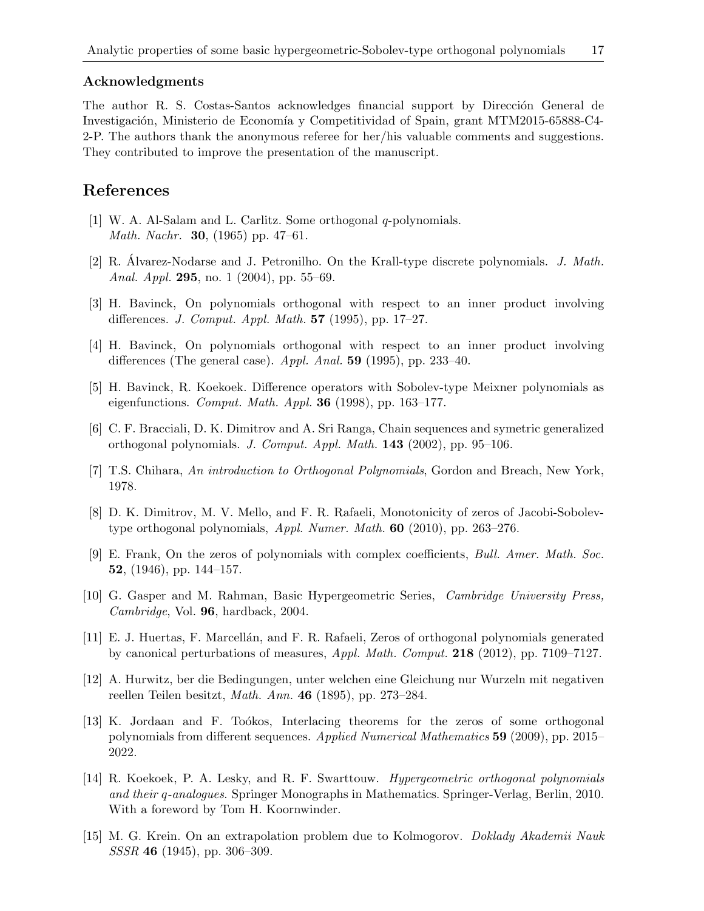### Acknowledgments

The author R. S. Costas-Santos acknowledges financial support by Dirección General de Investigación, Ministerio de Economía y Competitividad of Spain, grant MTM2015-65888-C4-2-P. The authors thank the anonymous referee for her/his valuable comments and suggestions. They contributed to improve the presentation of the manuscript.

## References

[1] W. A. Al-Salam and L. Carlitz. Some orthogonal $q$-polynomials. *Math. Nachr.* **30**, (1965) pp. 47–61.

[2] R. Álvarez-Nodarse and J. Petronilho. On the Krall-type discrete polynomials. *J. Math. Anal. Appl.* **295**, no. 1 (2004), pp. 55–69.

[3] H. Bavinck, On polynomials orthogonal with respect to an inner product involving differences. *J. Comput. Appl. Math.* **57** (1995), pp. 17–27.

[4] H. Bavinck, On polynomials orthogonal with respect to an inner product involving differences (The general case). *Appl. Anal.* **59** (1995), pp. 233–40.

[5] H. Bavinck, R. Koekoek. Difference operators with Sobolev-type Meixner polynomials as eigenfunctions. *Comput. Math. Appl.* **36** (1998), pp. 163–177.

[6] C. F. Bracciali, D. K. Dimitrov and A. Sri Ranga, Chain sequences and symetric generalized orthogonal polynomials. *J. Comput. Appl. Math.* **143** (2002), pp. 95–106.

[7] T.S. Chihara, *An introduction to Orthogonal Polynomials*, Gordon and Breach, New York, 1978.

[8] D. K. Dimitrov, M. V. Mello, and F. R. Rafaeli, Monotonicity of zeros of Jacobi-Sobolev-type orthogonal polynomials, *Appl. Numer. Math.* **60** (2010), pp. 263–276.

[9] E. Frank, On the zeros of polynomials with complex coefficients, *Bull. Amer. Math. Soc.* **52**, (1946), pp. 144–157.

[10] G. Gasper and M. Rahman, Basic Hypergeometric Series, *Cambridge University Press, Cambridge*, Vol. **96**, hardback, 2004.

[11] E. J. Huertas, F. Marcellán, and F. R. Rafaeli, Zeros of orthogonal polynomials generated by canonical perturbations of measures, *Appl. Math. Comput.* **218** (2012), pp. 7109–7127.

[12] A. Hurwitz, ber die Bedingungen, unter welchen eine Gleichung nur Wurzeln mit negativen reellen Teilen besitzt, *Math. Ann.* **46** (1895), pp. 273–284.

[13] K. Jordaan and F. Toókos, Interlacing theorems for the zeros of some orthogonal polynomials from different sequences. *Applied Numerical Mathematics* **59** (2009), pp. 2015–2022.

[14] R. Koekoek, P. A. Lesky, and R. F. Swarttouw. *Hypergeometric orthogonal polynomials and their q-analogues*. Springer Monographs in Mathematics. Springer-Verlag, Berlin, 2010. With a foreword by Tom H. Koornwinder.

[15] M. G. Krein. On an extrapolation problem due to Kolmogorov. *Doklady Akademii Nauk SSSR* **46** (1945), pp. 306–309.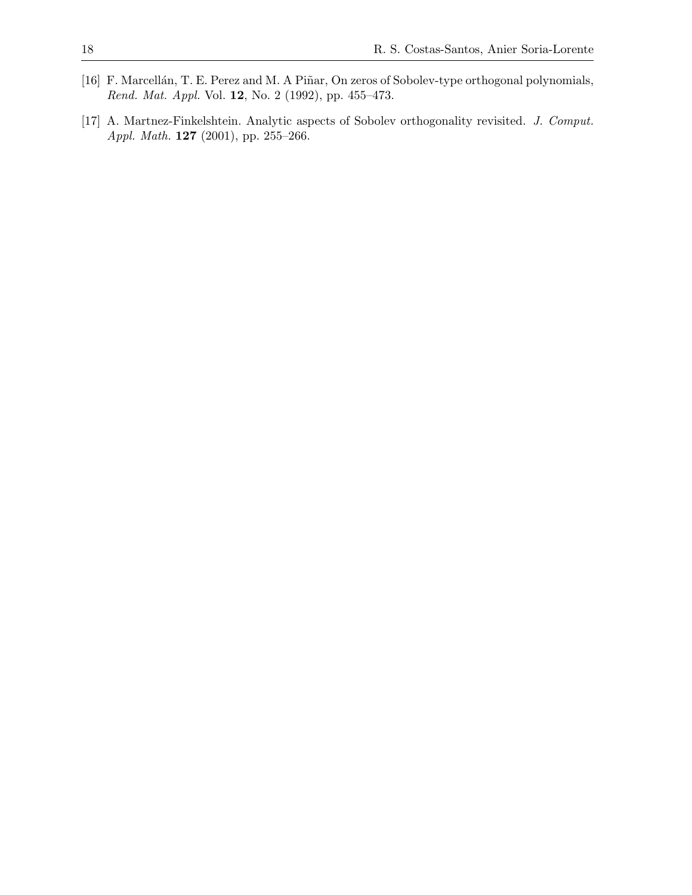[16] F. Marcellán, T. E. Perez and M. A Piñar, On zeros of Sobolev-type orthogonal polynomials, *Rend. Mat. Appl.* Vol. **12**, No. 2 (1992), pp. 455–473.

[17] A. Martnez-Finkelshtein. Analytic aspects of Sobolev orthogonality revisited. *J. Comput. Appl. Math.* **127** (2001), pp. 255–266.